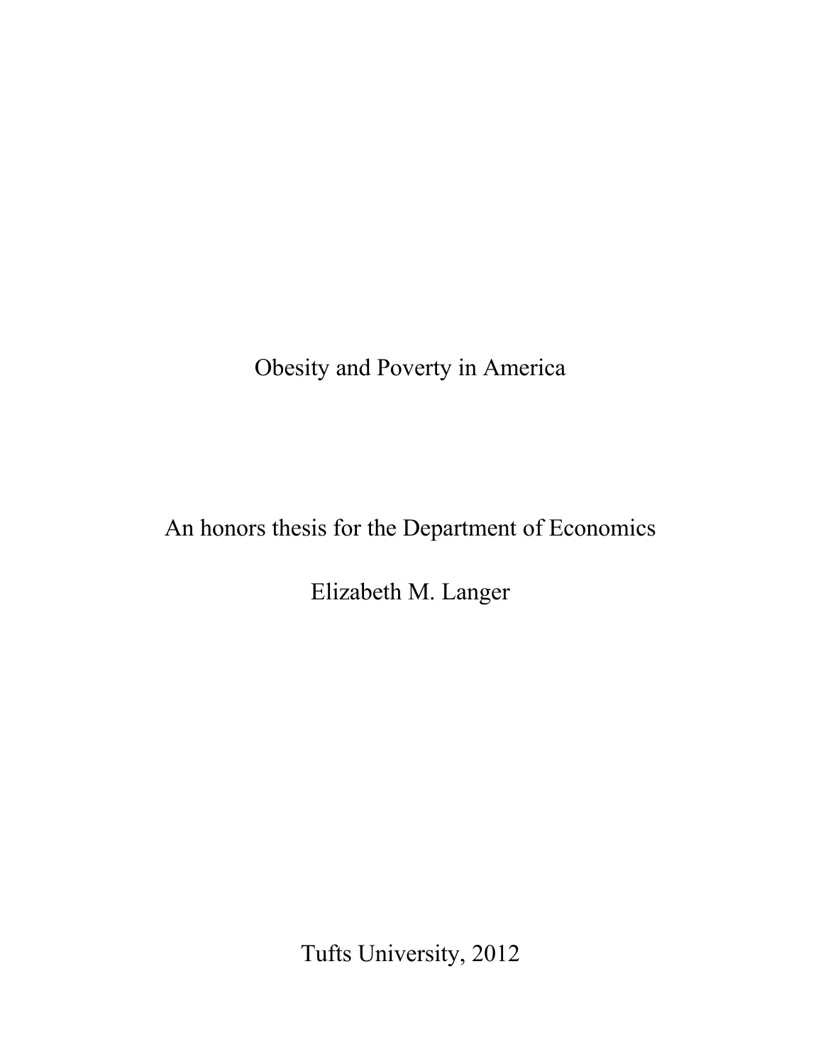# Obesity and Poverty in America

An honors thesis for the Department of Economics

Elizabeth M. Langer

Tufts University, 2012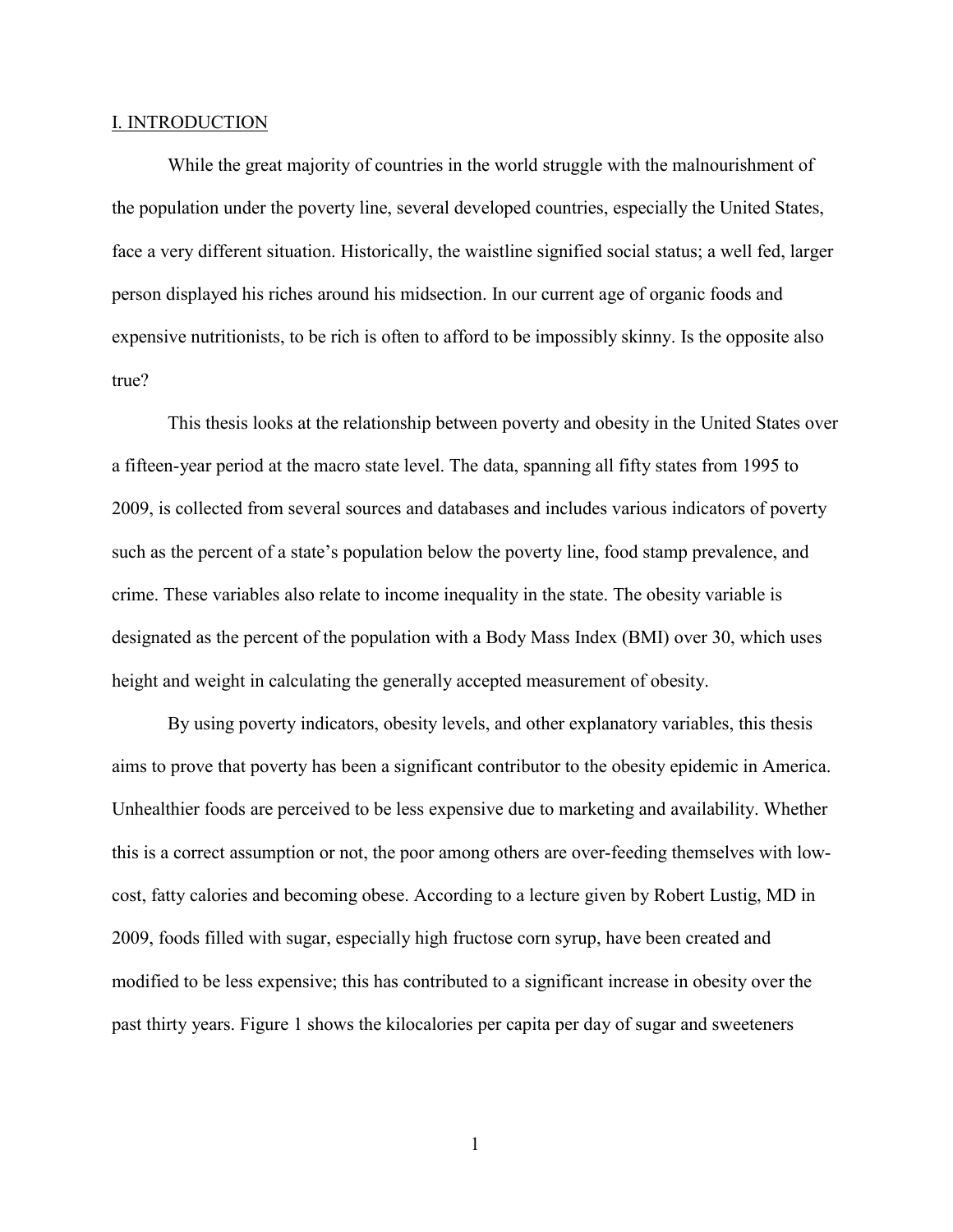## I. INTRODUCTION

While the great majority of countries in the world struggle with the malnourishment of the population under the poverty line, several developed countries, especially the United States, face a very different situation. Historically, the waistline signified social status; a well fed, larger person displayed his riches around his midsection. In our current age of organic foods and expensive nutritionists, to be rich is often to afford to be impossibly skinny. Is the opposite also true?

This thesis looks at the relationship between poverty and obesity in the United States over a fifteen-year period at the macro state level. The data, spanning all fifty states from 1995 to 2009, is collected from several sources and databases and includes various indicators of poverty such as the percent of a state's population below the poverty line, food stamp prevalence, and crime. These variables also relate to income inequality in the state. The obesity variable is designated as the percent of the population with a Body Mass Index (BMI) over 30, which uses height and weight in calculating the generally accepted measurement of obesity.

By using poverty indicators, obesity levels, and other explanatory variables, this thesis aims to prove that poverty has been a significant contributor to the obesity epidemic in America. Unhealthier foods are perceived to be less expensive due to marketing and availability. Whether this is a correct assumption or not, the poor among others are over-feeding themselves with low-cost, fatty calories and becoming obese. According to a lecture given by Robert Lustig, MD in 2009, foods filled with sugar, especially high fructose corn syrup, have been created and modified to be less expensive; this has contributed to a significant increase in obesity over the past thirty years. Figure 1 shows the kilocalories per capita per day of sugar and sweeteners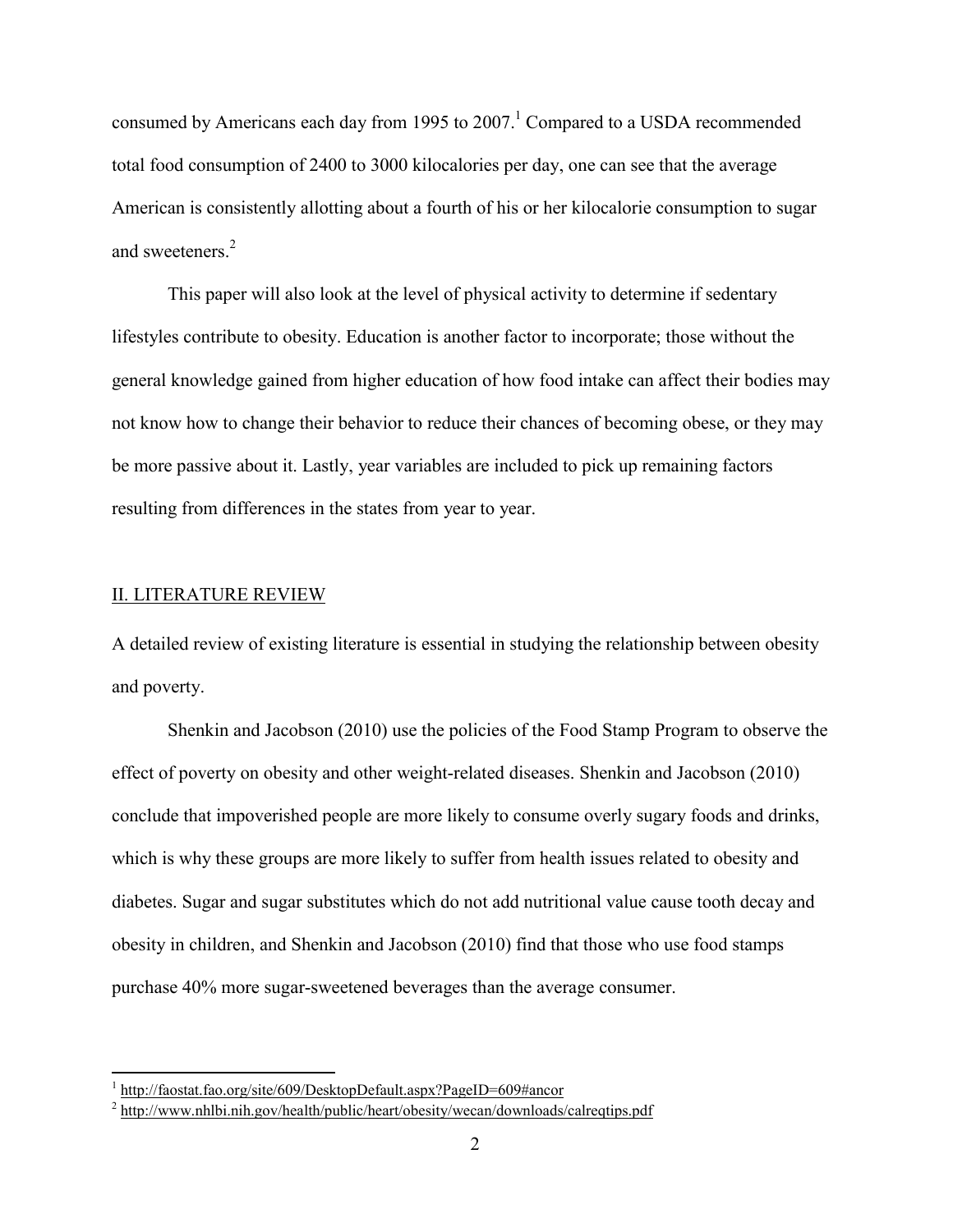consumed by Americans each day from 1995 to 2007.[1] Compared to a USDA recommended total food consumption of 2400 to 3000 kilocalories per day, one can see that the average American is consistently allotting about a fourth of his or her kilocalorie consumption to sugar and sweeteners.[2]

This paper will also look at the level of physical activity to determine if sedentary lifestyles contribute to obesity. Education is another factor to incorporate; those without the general knowledge gained from higher education of how food intake can affect their bodies may not know how to change their behavior to reduce their chances of becoming obese, or they may be more passive about it. Lastly, year variables are included to pick up remaining factors resulting from differences in the states from year to year.

## II. LITERATURE REVIEW

A detailed review of existing literature is essential in studying the relationship between obesity and poverty.

Shenkin and Jacobson (2010) use the policies of the Food Stamp Program to observe the effect of poverty on obesity and other weight-related diseases. Shenkin and Jacobson (2010) conclude that impoverished people are more likely to consume overly sugary foods and drinks, which is why these groups are more likely to suffer from health issues related to obesity and diabetes. Sugar and sugar substitutes which do not add nutritional value cause tooth decay and obesity in children, and Shenkin and Jacobson (2010) find that those who use food stamps purchase 40% more sugar-sweetened beverages than the average consumer.

---

[1] http://faostat.fao.org/site/609/DesktopDefault.aspx?PageID=609#ancor

[2] http://www.nhlbi.nih.gov/health/public/heart/obesity/wecan/downloads/calreqtips.pdf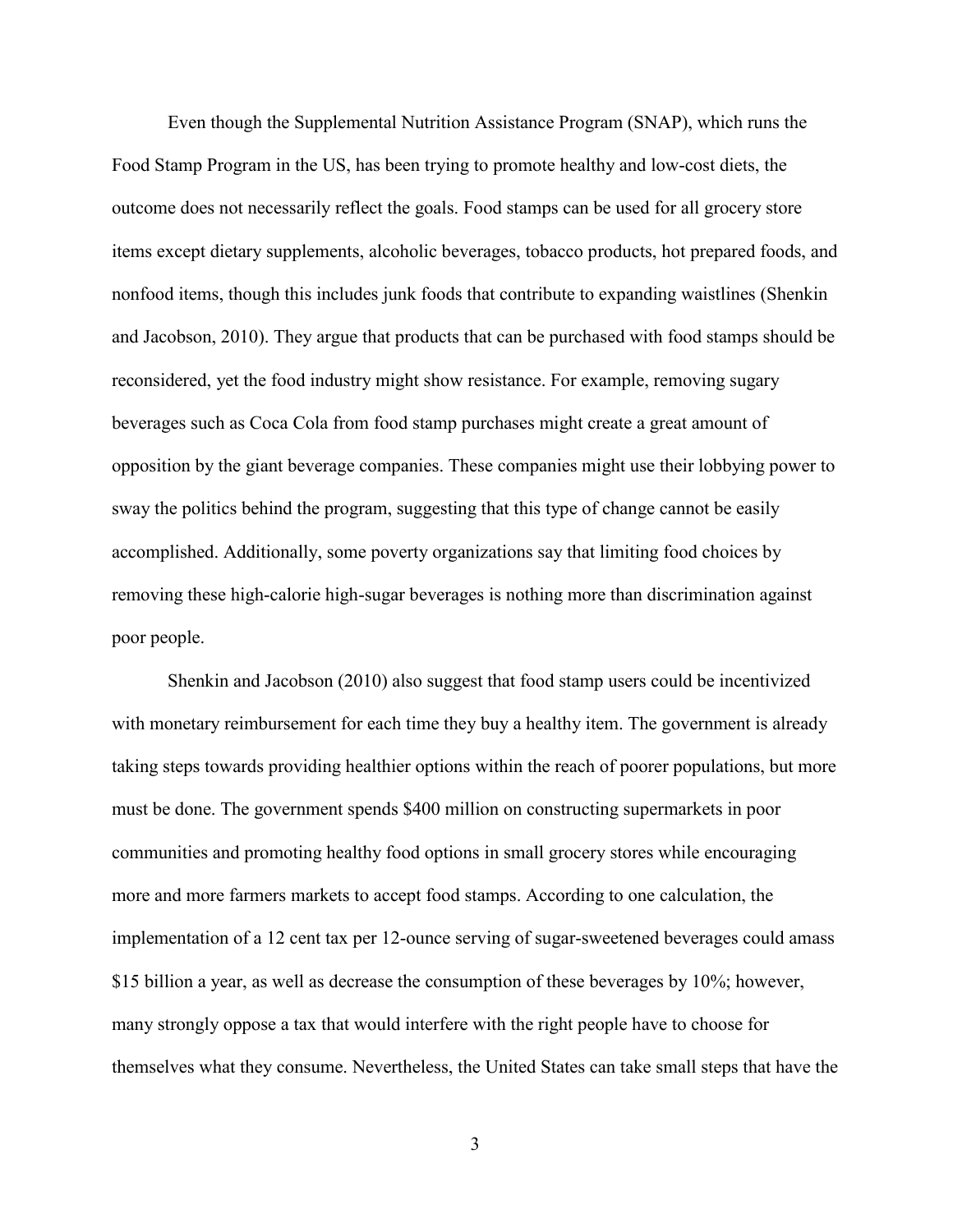Even though the Supplemental Nutrition Assistance Program (SNAP), which runs the Food Stamp Program in the US, has been trying to promote healthy and low-cost diets, the outcome does not necessarily reflect the goals. Food stamps can be used for all grocery store items except dietary supplements, alcoholic beverages, tobacco products, hot prepared foods, and nonfood items, though this includes junk foods that contribute to expanding waistlines (Shenkin and Jacobson, 2010). They argue that products that can be purchased with food stamps should be reconsidered, yet the food industry might show resistance. For example, removing sugary beverages such as Coca Cola from food stamp purchases might create a great amount of opposition by the giant beverage companies. These companies might use their lobbying power to sway the politics behind the program, suggesting that this type of change cannot be easily accomplished. Additionally, some poverty organizations say that limiting food choices by removing these high-calorie high-sugar beverages is nothing more than discrimination against poor people.

Shenkin and Jacobson (2010) also suggest that food stamp users could be incentivized with monetary reimbursement for each time they buy a healthy item. The government is already taking steps towards providing healthier options within the reach of poorer populations, but more must be done. The government spends $400 million on constructing supermarkets in poor communities and promoting healthy food options in small grocery stores while encouraging more and more farmers markets to accept food stamps. According to one calculation, the implementation of a 12 cent tax per 12-ounce serving of sugar-sweetened beverages could amass $15 billion a year, as well as decrease the consumption of these beverages by 10%; however, many strongly oppose a tax that would interfere with the right people have to choose for themselves what they consume. Nevertheless, the United States can take small steps that have the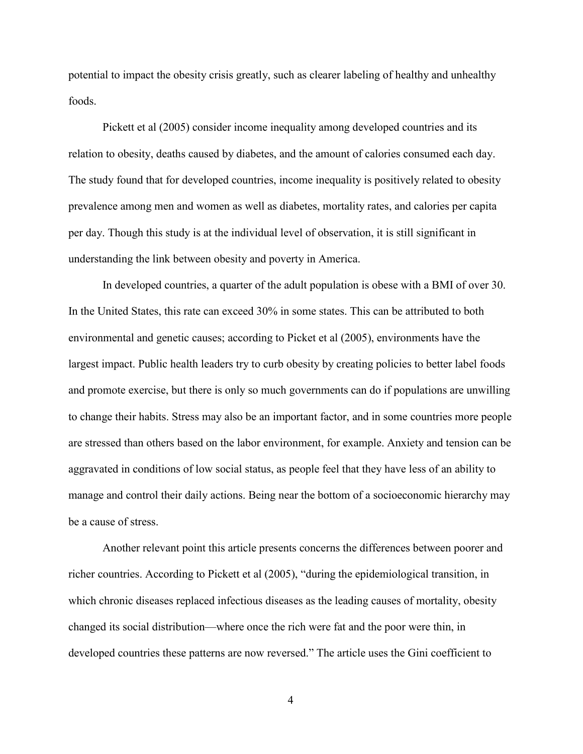potential to impact the obesity crisis greatly, such as clearer labeling of healthy and unhealthy foods.

Pickett et al (2005) consider income inequality among developed countries and its relation to obesity, deaths caused by diabetes, and the amount of calories consumed each day. The study found that for developed countries, income inequality is positively related to obesity prevalence among men and women as well as diabetes, mortality rates, and calories per capita per day. Though this study is at the individual level of observation, it is still significant in understanding the link between obesity and poverty in America.

In developed countries, a quarter of the adult population is obese with a BMI of over 30. In the United States, this rate can exceed 30% in some states. This can be attributed to both environmental and genetic causes; according to Picket et al (2005), environments have the largest impact. Public health leaders try to curb obesity by creating policies to better label foods and promote exercise, but there is only so much governments can do if populations are unwilling to change their habits. Stress may also be an important factor, and in some countries more people are stressed than others based on the labor environment, for example. Anxiety and tension can be aggravated in conditions of low social status, as people feel that they have less of an ability to manage and control their daily actions. Being near the bottom of a socioeconomic hierarchy may be a cause of stress.

Another relevant point this article presents concerns the differences between poorer and richer countries. According to Pickett et al (2005), "during the epidemiological transition, in which chronic diseases replaced infectious diseases as the leading causes of mortality, obesity changed its social distribution—where once the rich were fat and the poor were thin, in developed countries these patterns are now reversed." The article uses the Gini coefficient to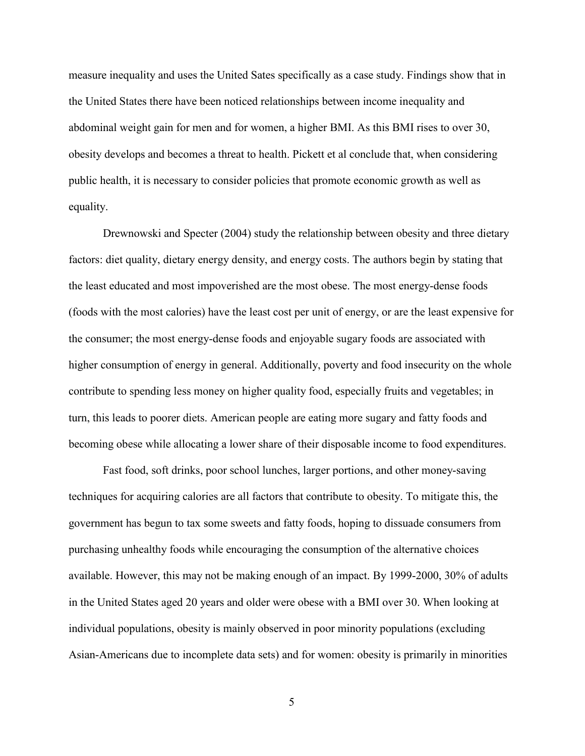measure inequality and uses the United Sates specifically as a case study. Findings show that in the United States there have been noticed relationships between income inequality and abdominal weight gain for men and for women, a higher BMI. As this BMI rises to over 30, obesity develops and becomes a threat to health. Pickett et al conclude that, when considering public health, it is necessary to consider policies that promote economic growth as well as equality.

Drewnowski and Specter (2004) study the relationship between obesity and three dietary factors: diet quality, dietary energy density, and energy costs. The authors begin by stating that the least educated and most impoverished are the most obese. The most energy-dense foods (foods with the most calories) have the least cost per unit of energy, or are the least expensive for the consumer; the most energy-dense foods and enjoyable sugary foods are associated with higher consumption of energy in general. Additionally, poverty and food insecurity on the whole contribute to spending less money on higher quality food, especially fruits and vegetables; in turn, this leads to poorer diets. American people are eating more sugary and fatty foods and becoming obese while allocating a lower share of their disposable income to food expenditures.

Fast food, soft drinks, poor school lunches, larger portions, and other money-saving techniques for acquiring calories are all factors that contribute to obesity. To mitigate this, the government has begun to tax some sweets and fatty foods, hoping to dissuade consumers from purchasing unhealthy foods while encouraging the consumption of the alternative choices available. However, this may not be making enough of an impact. By 1999-2000, 30% of adults in the United States aged 20 years and older were obese with a BMI over 30. When looking at individual populations, obesity is mainly observed in poor minority populations (excluding Asian-Americans due to incomplete data sets) and for women: obesity is primarily in minorities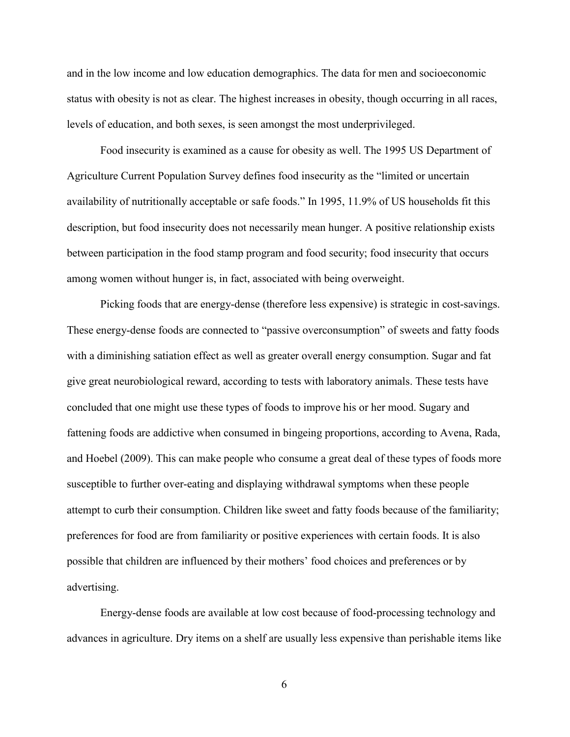and in the low income and low education demographics. The data for men and socioeconomic status with obesity is not as clear. The highest increases in obesity, though occurring in all races, levels of education, and both sexes, is seen amongst the most underprivileged.

Food insecurity is examined as a cause for obesity as well. The 1995 US Department of Agriculture Current Population Survey defines food insecurity as the "limited or uncertain availability of nutritionally acceptable or safe foods." In 1995, 11.9% of US households fit this description, but food insecurity does not necessarily mean hunger. A positive relationship exists between participation in the food stamp program and food security; food insecurity that occurs among women without hunger is, in fact, associated with being overweight.

Picking foods that are energy-dense (therefore less expensive) is strategic in cost-savings. These energy-dense foods are connected to "passive overconsumption" of sweets and fatty foods with a diminishing satiation effect as well as greater overall energy consumption. Sugar and fat give great neurobiological reward, according to tests with laboratory animals. These tests have concluded that one might use these types of foods to improve his or her mood. Sugary and fattening foods are addictive when consumed in bingeing proportions, according to Avena, Rada, and Hoebel (2009). This can make people who consume a great deal of these types of foods more susceptible to further over-eating and displaying withdrawal symptoms when these people attempt to curb their consumption. Children like sweet and fatty foods because of the familiarity; preferences for food are from familiarity or positive experiences with certain foods. It is also possible that children are influenced by their mothers' food choices and preferences or by advertising.

Energy-dense foods are available at low cost because of food-processing technology and advances in agriculture. Dry items on a shelf are usually less expensive than perishable items like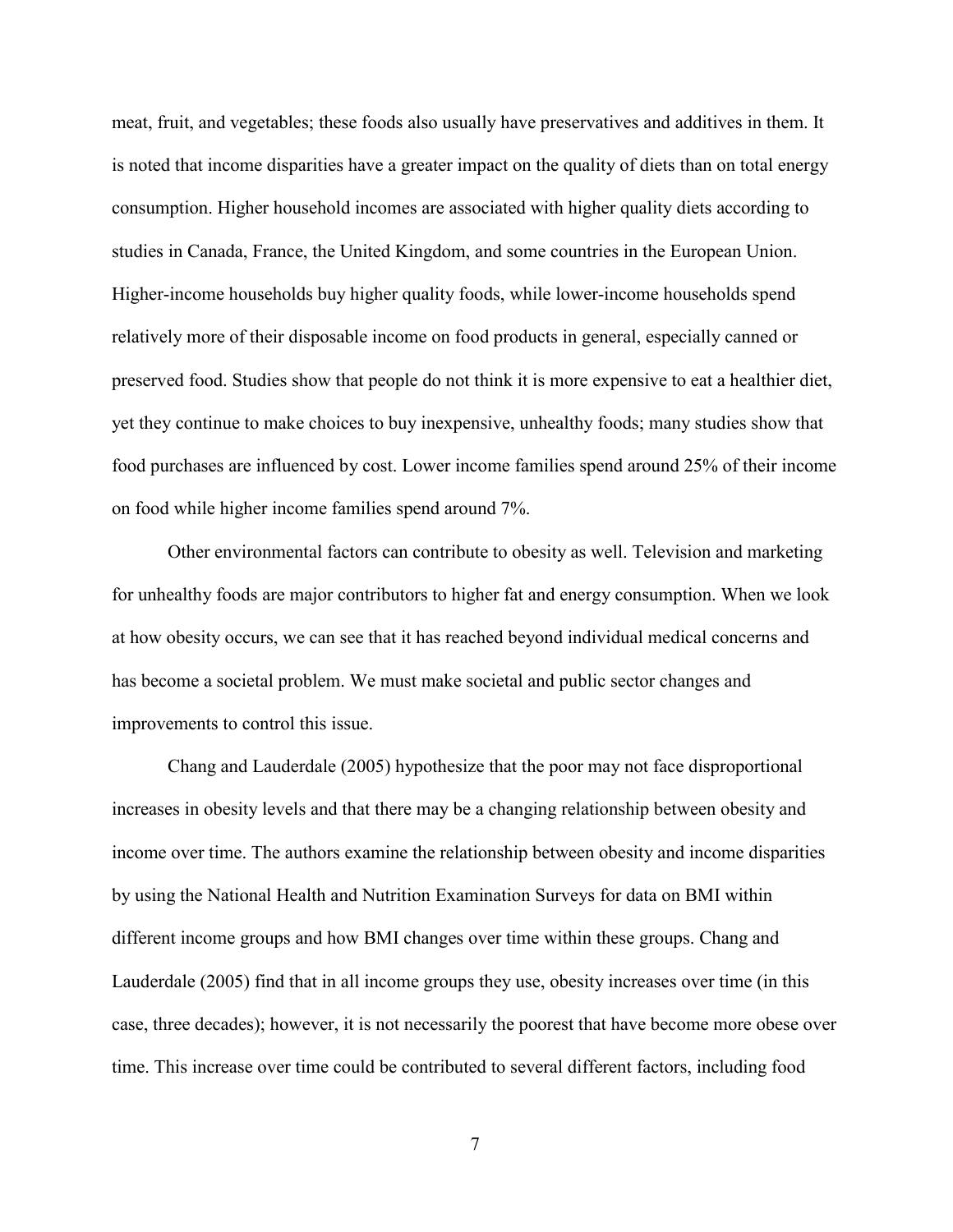meat, fruit, and vegetables; these foods also usually have preservatives and additives in them. It is noted that income disparities have a greater impact on the quality of diets than on total energy consumption. Higher household incomes are associated with higher quality diets according to studies in Canada, France, the United Kingdom, and some countries in the European Union. Higher-income households buy higher quality foods, while lower-income households spend relatively more of their disposable income on food products in general, especially canned or preserved food. Studies show that people do not think it is more expensive to eat a healthier diet, yet they continue to make choices to buy inexpensive, unhealthy foods; many studies show that food purchases are influenced by cost. Lower income families spend around 25% of their income on food while higher income families spend around 7%.

Other environmental factors can contribute to obesity as well. Television and marketing for unhealthy foods are major contributors to higher fat and energy consumption. When we look at how obesity occurs, we can see that it has reached beyond individual medical concerns and has become a societal problem. We must make societal and public sector changes and improvements to control this issue.

Chang and Lauderdale (2005) hypothesize that the poor may not face disproportional increases in obesity levels and that there may be a changing relationship between obesity and income over time. The authors examine the relationship between obesity and income disparities by using the National Health and Nutrition Examination Surveys for data on BMI within different income groups and how BMI changes over time within these groups. Chang and Lauderdale (2005) find that in all income groups they use, obesity increases over time (in this case, three decades); however, it is not necessarily the poorest that have become more obese over time. This increase over time could be contributed to several different factors, including food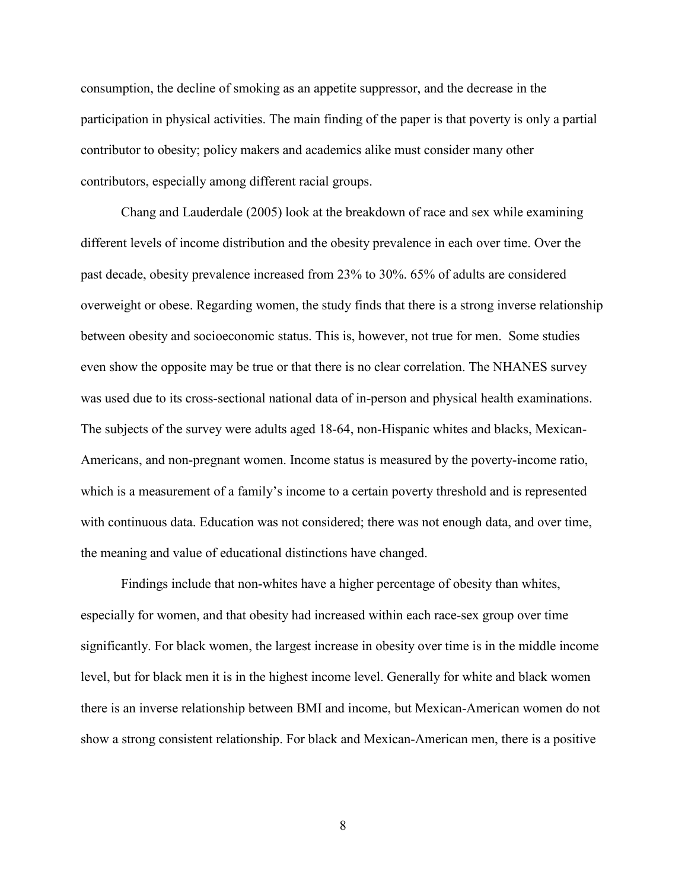consumption, the decline of smoking as an appetite suppressor, and the decrease in the participation in physical activities. The main finding of the paper is that poverty is only a partial contributor to obesity; policy makers and academics alike must consider many other contributors, especially among different racial groups.

Chang and Lauderdale (2005) look at the breakdown of race and sex while examining different levels of income distribution and the obesity prevalence in each over time. Over the past decade, obesity prevalence increased from 23% to 30%. 65% of adults are considered overweight or obese. Regarding women, the study finds that there is a strong inverse relationship between obesity and socioeconomic status. This is, however, not true for men. Some studies even show the opposite may be true or that there is no clear correlation. The NHANES survey was used due to its cross-sectional national data of in-person and physical health examinations. The subjects of the survey were adults aged 18-64, non-Hispanic whites and blacks, Mexican-Americans, and non-pregnant women. Income status is measured by the poverty-income ratio, which is a measurement of a family's income to a certain poverty threshold and is represented with continuous data. Education was not considered; there was not enough data, and over time, the meaning and value of educational distinctions have changed.

Findings include that non-whites have a higher percentage of obesity than whites, especially for women, and that obesity had increased within each race-sex group over time significantly. For black women, the largest increase in obesity over time is in the middle income level, but for black men it is in the highest income level. Generally for white and black women there is an inverse relationship between BMI and income, but Mexican-American women do not show a strong consistent relationship. For black and Mexican-American men, there is a positive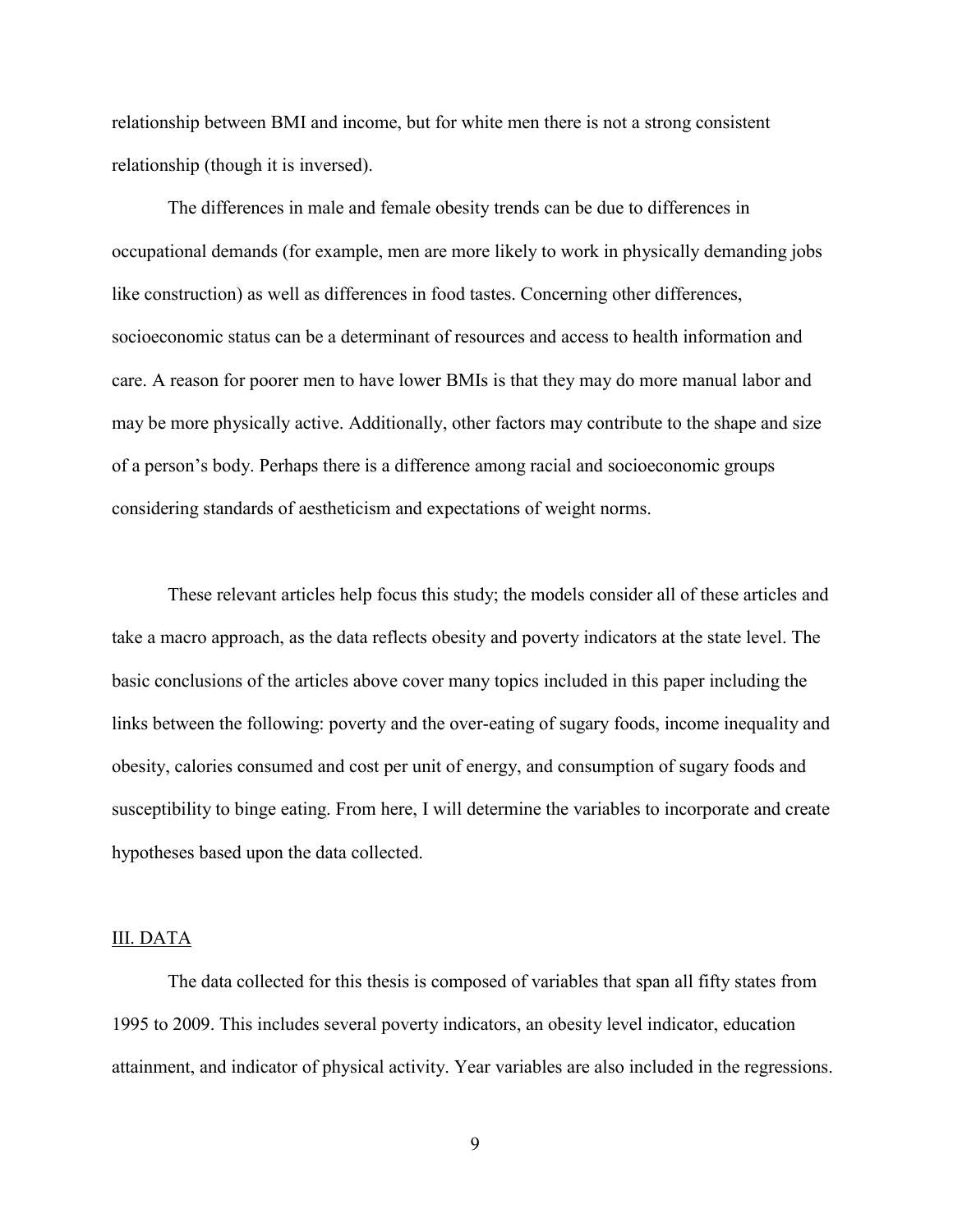relationship between BMI and income, but for white men there is not a strong consistent relationship (though it is inversed).

The differences in male and female obesity trends can be due to differences in occupational demands (for example, men are more likely to work in physically demanding jobs like construction) as well as differences in food tastes. Concerning other differences, socioeconomic status can be a determinant of resources and access to health information and care. A reason for poorer men to have lower BMIs is that they may do more manual labor and may be more physically active. Additionally, other factors may contribute to the shape and size of a person's body. Perhaps there is a difference among racial and socioeconomic groups considering standards of aestheticism and expectations of weight norms.

These relevant articles help focus this study; the models consider all of these articles and take a macro approach, as the data reflects obesity and poverty indicators at the state level. The basic conclusions of the articles above cover many topics included in this paper including the links between the following: poverty and the over-eating of sugary foods, income inequality and obesity, calories consumed and cost per unit of energy, and consumption of sugary foods and susceptibility to binge eating. From here, I will determine the variables to incorporate and create hypotheses based upon the data collected.

## III. DATA

The data collected for this thesis is composed of variables that span all fifty states from 1995 to 2009. This includes several poverty indicators, an obesity level indicator, education attainment, and indicator of physical activity. Year variables are also included in the regressions.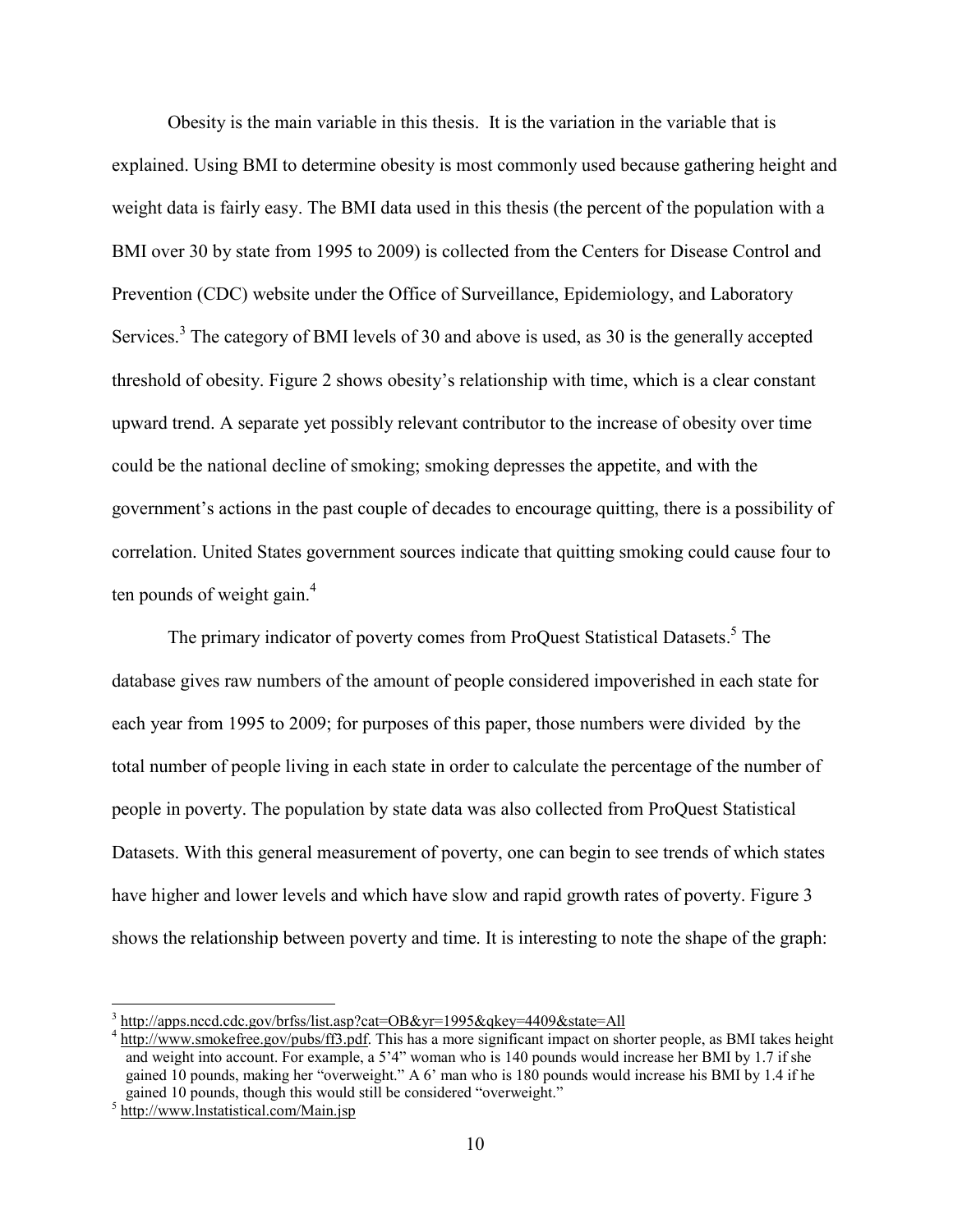Obesity is the main variable in this thesis. It is the variation in the variable that is explained. Using BMI to determine obesity is most commonly used because gathering height and weight data is fairly easy. The BMI data used in this thesis (the percent of the population with a BMI over 30 by state from 1995 to 2009) is collected from the Centers for Disease Control and Prevention (CDC) website under the Office of Surveillance, Epidemiology, and Laboratory Services.[3] The category of BMI levels of 30 and above is used, as 30 is the generally accepted threshold of obesity. Figure 2 shows obesity's relationship with time, which is a clear constant upward trend. A separate yet possibly relevant contributor to the increase of obesity over time could be the national decline of smoking; smoking depresses the appetite, and with the government's actions in the past couple of decades to encourage quitting, there is a possibility of correlation. United States government sources indicate that quitting smoking could cause four to ten pounds of weight gain.[4]

The primary indicator of poverty comes from ProQuest Statistical Datasets.[5] The database gives raw numbers of the amount of people considered impoverished in each state for each year from 1995 to 2009; for purposes of this paper, those numbers were divided by the total number of people living in each state in order to calculate the percentage of the number of people in poverty. The population by state data was also collected from ProQuest Statistical Datasets. With this general measurement of poverty, one can begin to see trends of which states have higher and lower levels and which have slow and rapid growth rates of poverty. Figure 3 shows the relationship between poverty and time. It is interesting to note the shape of the graph:

---

[3] http://apps.nccd.cdc.gov/brfss/list.asp?cat=OB&yr=1995&qkey=4409&state=All

[4] http://www.smokefree.gov/pubs/ff3.pdf. This has a more significant impact on shorter people, as BMI takes height and weight into account. For example, a 5'4" woman who is 140 pounds would increase her BMI by 1.7 if she gained 10 pounds, making her "overweight." A 6' man who is 180 pounds would increase his BMI by 1.4 if he gained 10 pounds, though this would still be considered "overweight."

[5] http://www.lnstatistical.com/Main.jsp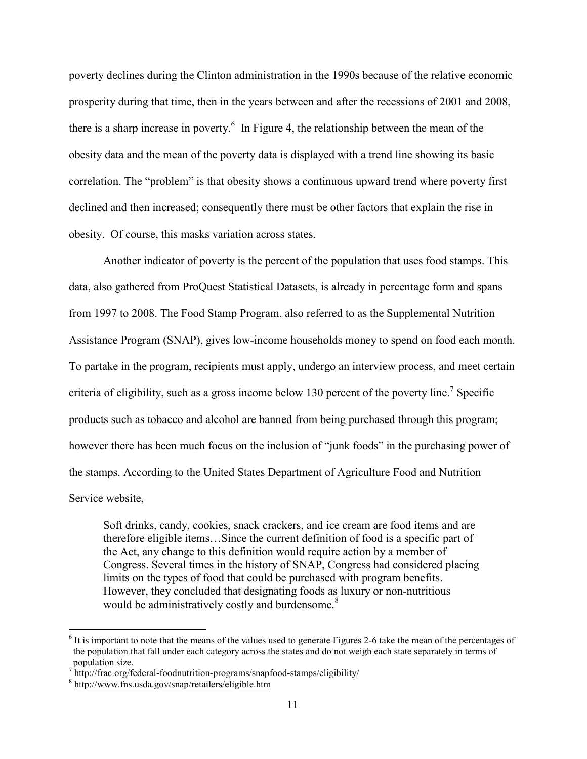poverty declines during the Clinton administration in the 1990s because of the relative economic prosperity during that time, then in the years between and after the recessions of 2001 and 2008, there is a sharp increase in poverty.[6] In Figure 4, the relationship between the mean of the obesity data and the mean of the poverty data is displayed with a trend line showing its basic correlation. The "problem" is that obesity shows a continuous upward trend where poverty first declined and then increased; consequently there must be other factors that explain the rise in obesity. Of course, this masks variation across states.

Another indicator of poverty is the percent of the population that uses food stamps. This data, also gathered from ProQuest Statistical Datasets, is already in percentage form and spans from 1997 to 2008. The Food Stamp Program, also referred to as the Supplemental Nutrition Assistance Program (SNAP), gives low-income households money to spend on food each month. To partake in the program, recipients must apply, undergo an interview process, and meet certain criteria of eligibility, such as a gross income below 130 percent of the poverty line.[7] Specific products such as tobacco and alcohol are banned from being purchased through this program; however there has been much focus on the inclusion of "junk foods" in the purchasing power of the stamps. According to the United States Department of Agriculture Food and Nutrition Service website,

> Soft drinks, candy, cookies, snack crackers, and ice cream are food items and are therefore eligible items…Since the current definition of food is a specific part of the Act, any change to this definition would require action by a member of Congress. Several times in the history of SNAP, Congress had considered placing limits on the types of food that could be purchased with program benefits. However, they concluded that designating foods as luxury or non-nutritious would be administratively costly and burdensome.[8]

---

[6] It is important to note that the means of the values used to generate Figures 2-6 take the mean of the percentages of the population that fall under each category across the states and do not weigh each state separately in terms of population size.

[7] http://frac.org/federal-foodnutrition-programs/snapfood-stamps/eligibility/

[8] http://www.fns.usda.gov/snap/retailers/eligible.htm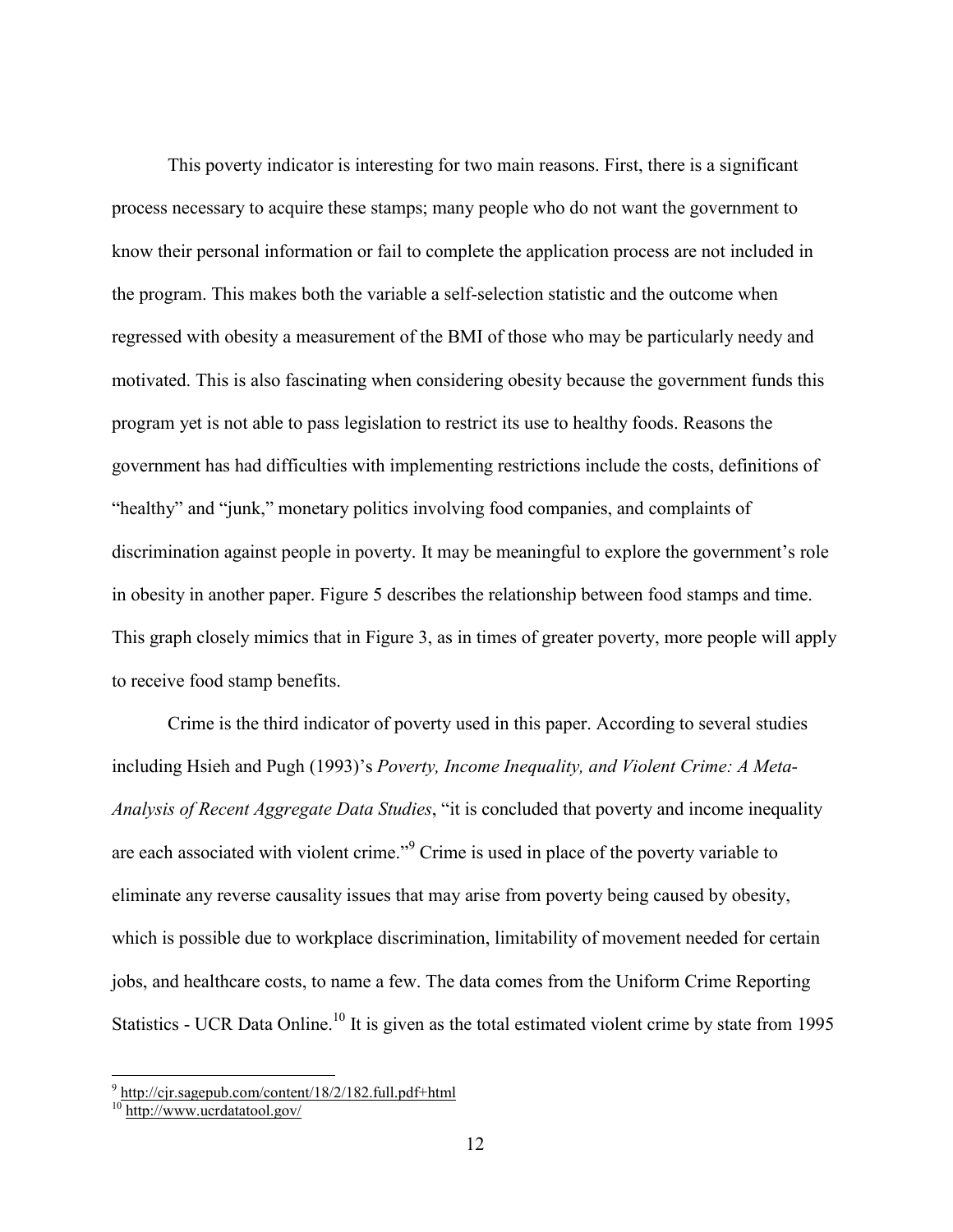This poverty indicator is interesting for two main reasons. First, there is a significant process necessary to acquire these stamps; many people who do not want the government to know their personal information or fail to complete the application process are not included in the program. This makes both the variable a self-selection statistic and the outcome when regressed with obesity a measurement of the BMI of those who may be particularly needy and motivated. This is also fascinating when considering obesity because the government funds this program yet is not able to pass legislation to restrict its use to healthy foods. Reasons the government has had difficulties with implementing restrictions include the costs, definitions of "healthy" and "junk," monetary politics involving food companies, and complaints of discrimination against people in poverty. It may be meaningful to explore the government's role in obesity in another paper. Figure 5 describes the relationship between food stamps and time. This graph closely mimics that in Figure 3, as in times of greater poverty, more people will apply to receive food stamp benefits.

Crime is the third indicator of poverty used in this paper. According to several studies including Hsieh and Pugh (1993)'s *Poverty, Income Inequality, and Violent Crime: A Meta-Analysis of Recent Aggregate Data Studies*, "it is concluded that poverty and income inequality are each associated with violent crime."[9] Crime is used in place of the poverty variable to eliminate any reverse causality issues that may arise from poverty being caused by obesity, which is possible due to workplace discrimination, limitability of movement needed for certain jobs, and healthcare costs, to name a few. The data comes from the Uniform Crime Reporting Statistics - UCR Data Online.[10] It is given as the total estimated violent crime by state from 1995

[9] http://cjr.sagepub.com/content/18/2/182.full.pdf+html

[10] http://www.ucrdatatool.gov/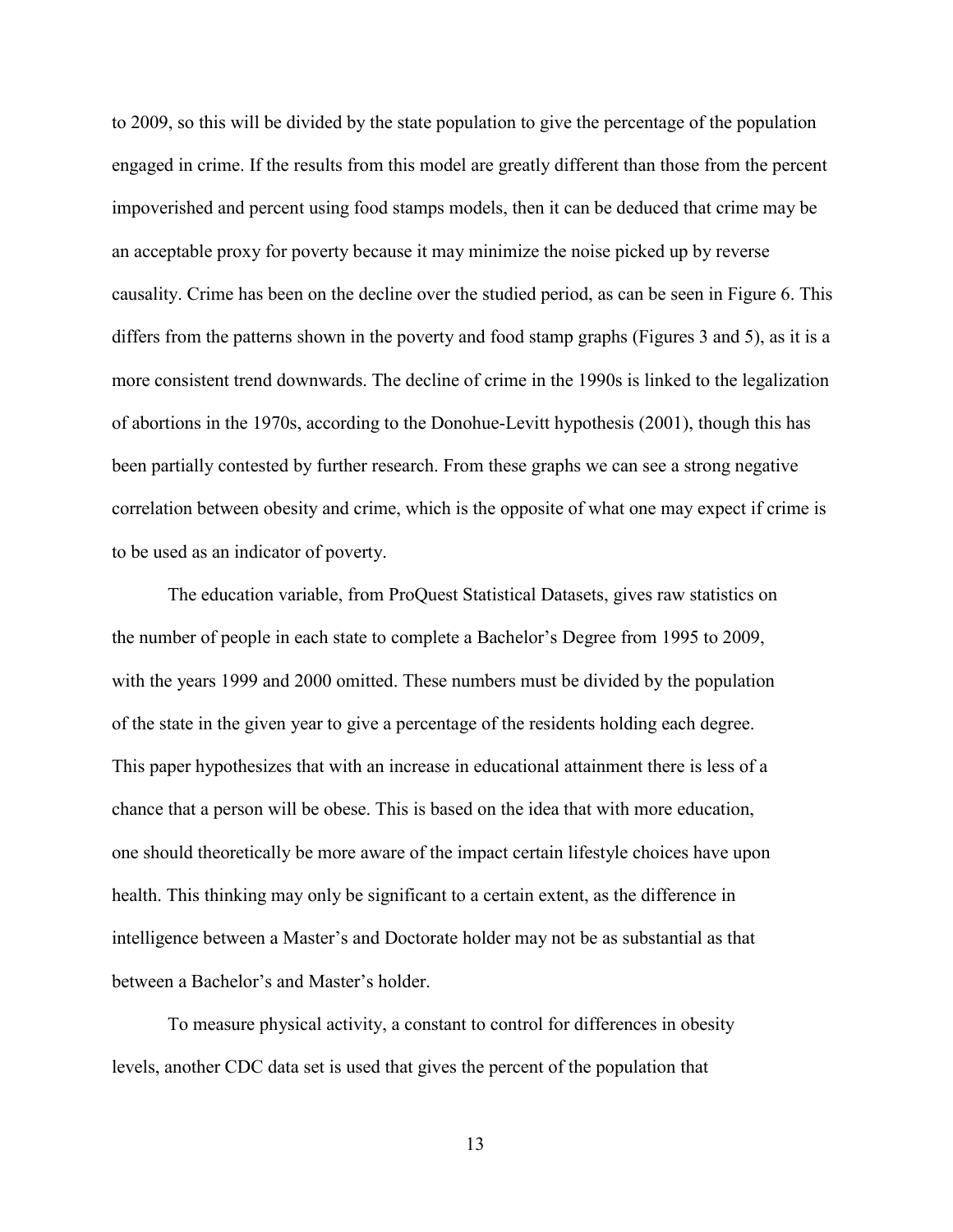to 2009, so this will be divided by the state population to give the percentage of the population engaged in crime. If the results from this model are greatly different than those from the percent impoverished and percent using food stamps models, then it can be deduced that crime may be an acceptable proxy for poverty because it may minimize the noise picked up by reverse causality. Crime has been on the decline over the studied period, as can be seen in Figure 6. This differs from the patterns shown in the poverty and food stamp graphs (Figures 3 and 5), as it is a more consistent trend downwards. The decline of crime in the 1990s is linked to the legalization of abortions in the 1970s, according to the Donohue-Levitt hypothesis (2001), though this has been partially contested by further research. From these graphs we can see a strong negative correlation between obesity and crime, which is the opposite of what one may expect if crime is to be used as an indicator of poverty.

The education variable, from ProQuest Statistical Datasets, gives raw statistics on the number of people in each state to complete a Bachelor's Degree from 1995 to 2009, with the years 1999 and 2000 omitted. These numbers must be divided by the population of the state in the given year to give a percentage of the residents holding each degree. This paper hypothesizes that with an increase in educational attainment there is less of a chance that a person will be obese. This is based on the idea that with more education, one should theoretically be more aware of the impact certain lifestyle choices have upon health. This thinking may only be significant to a certain extent, as the difference in intelligence between a Master's and Doctorate holder may not be as substantial as that between a Bachelor's and Master's holder.

To measure physical activity, a constant to control for differences in obesity levels, another CDC data set is used that gives the percent of the population that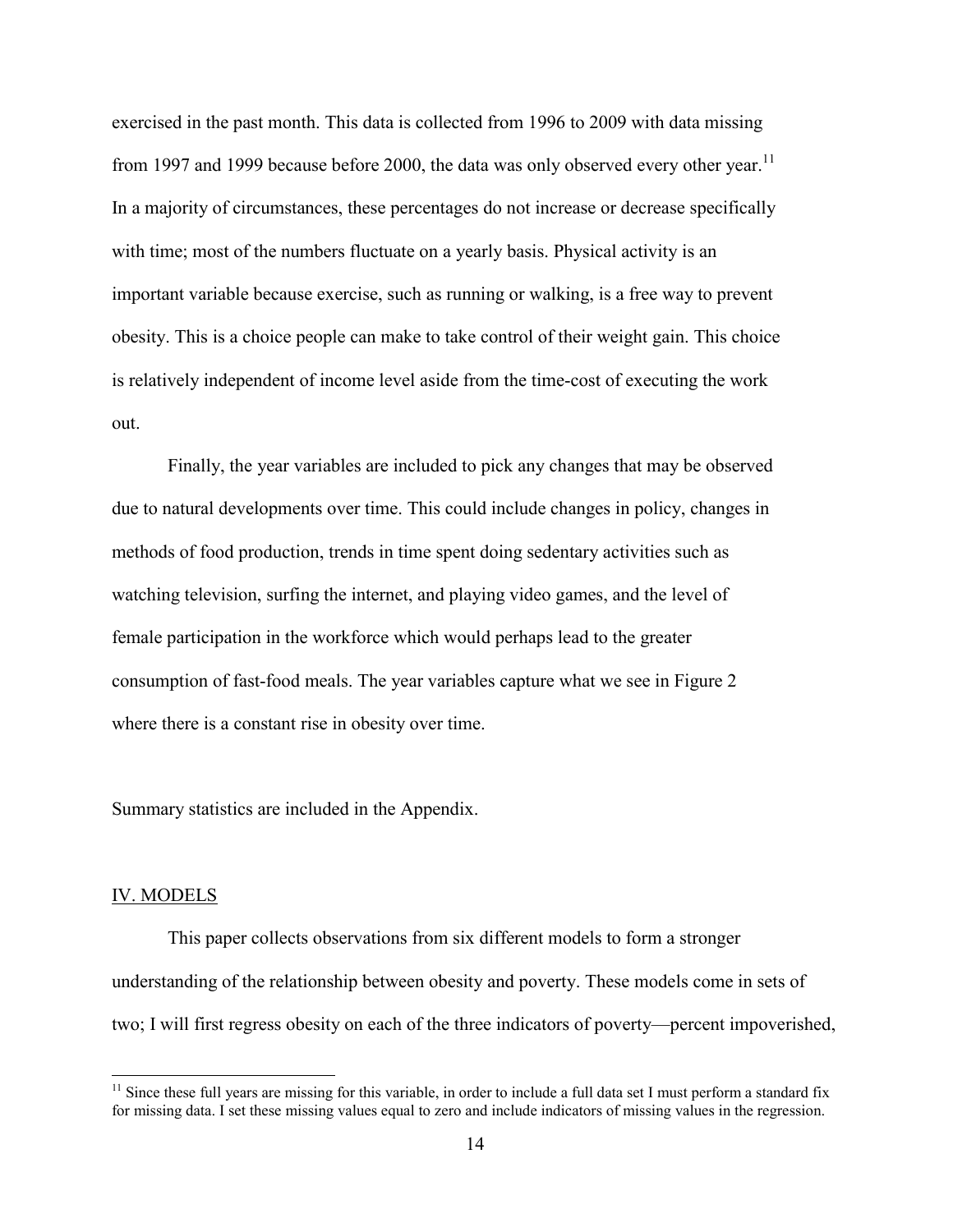exercised in the past month. This data is collected from 1996 to 2009 with data missing from 1997 and 1999 because before 2000, the data was only observed every other year.[11] In a majority of circumstances, these percentages do not increase or decrease specifically with time; most of the numbers fluctuate on a yearly basis. Physical activity is an important variable because exercise, such as running or walking, is a free way to prevent obesity. This is a choice people can make to take control of their weight gain. This choice is relatively independent of income level aside from the time-cost of executing the work out.

Finally, the year variables are included to pick any changes that may be observed due to natural developments over time. This could include changes in policy, changes in methods of food production, trends in time spent doing sedentary activities such as watching television, surfing the internet, and playing video games, and the level of female participation in the workforce which would perhaps lead to the greater consumption of fast-food meals. The year variables capture what we see in Figure 2 where there is a constant rise in obesity over time.

Summary statistics are included in the Appendix.

## IV. MODELS

This paper collects observations from six different models to form a stronger understanding of the relationship between obesity and poverty. These models come in sets of two; I will first regress obesity on each of the three indicators of poverty—percent impoverished,

[11] Since these full years are missing for this variable, in order to include a full data set I must perform a standard fix for missing data. I set these missing values equal to zero and include indicators of missing values in the regression.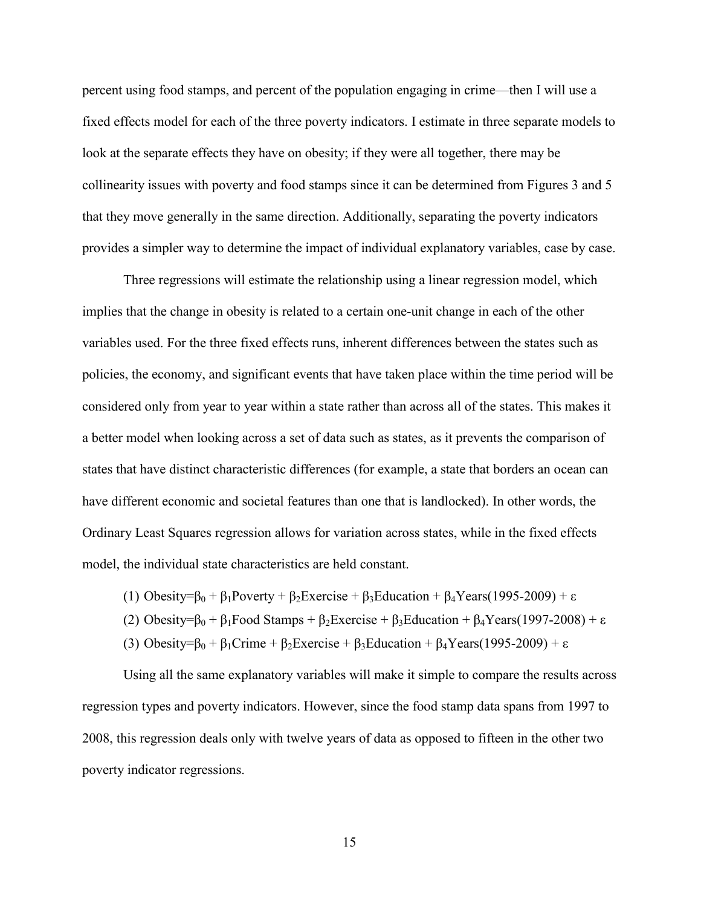percent using food stamps, and percent of the population engaging in crime—then I will use a fixed effects model for each of the three poverty indicators. I estimate in three separate models to look at the separate effects they have on obesity; if they were all together, there may be collinearity issues with poverty and food stamps since it can be determined from Figures 3 and 5 that they move generally in the same direction. Additionally, separating the poverty indicators provides a simpler way to determine the impact of individual explanatory variables, case by case.

Three regressions will estimate the relationship using a linear regression model, which implies that the change in obesity is related to a certain one-unit change in each of the other variables used. For the three fixed effects runs, inherent differences between the states such as policies, the economy, and significant events that have taken place within the time period will be considered only from year to year within a state rather than across all of the states. This makes it a better model when looking across a set of data such as states, as it prevents the comparison of states that have distinct characteristic differences (for example, a state that borders an ocean can have different economic and societal features than one that is landlocked). In other words, the Ordinary Least Squares regression allows for variation across states, while in the fixed effects model, the individual state characteristics are held constant.

(1) $\text{Obesity} = \beta_0 + \beta_1\text{Poverty} + \beta_2\text{Exercise} + \beta_3\text{Education} + \beta_4\text{Years(1995-2009)} + \varepsilon$

(2) $\text{Obesity} = \beta_0 + \beta_1\text{Food Stamps} + \beta_2\text{Exercise} + \beta_3\text{Education} + \beta_4\text{Years(1997-2008)} + \varepsilon$

(3) $\text{Obesity} = \beta_0 + \beta_1\text{Crime} + \beta_2\text{Exercise} + \beta_3\text{Education} + \beta_4\text{Years(1995-2009)} + \varepsilon$

Using all the same explanatory variables will make it simple to compare the results across regression types and poverty indicators. However, since the food stamp data spans from 1997 to 2008, this regression deals only with twelve years of data as opposed to fifteen in the other two poverty indicator regressions.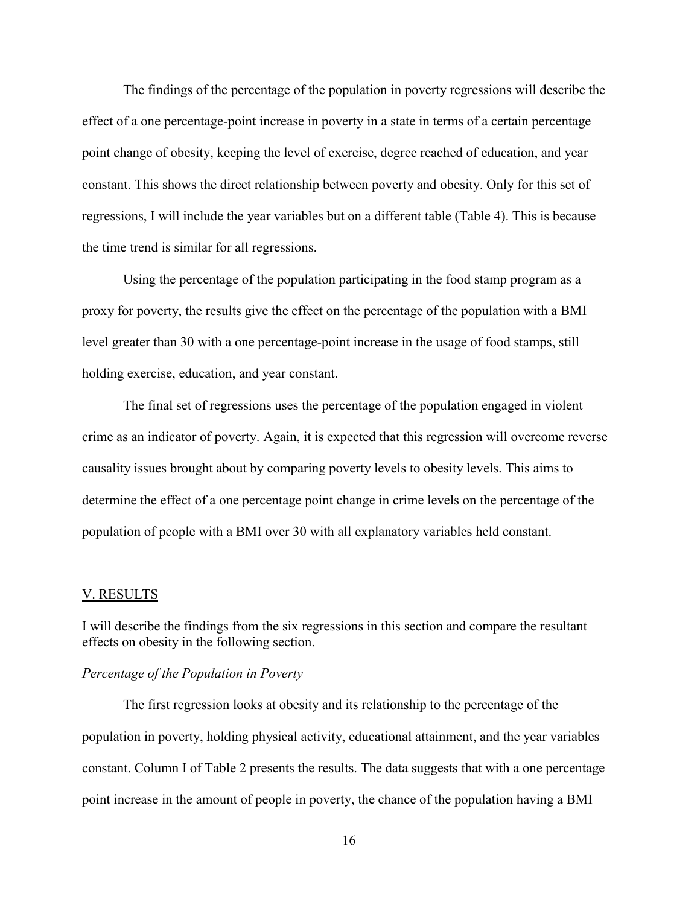The findings of the percentage of the population in poverty regressions will describe the effect of a one percentage-point increase in poverty in a state in terms of a certain percentage point change of obesity, keeping the level of exercise, degree reached of education, and year constant. This shows the direct relationship between poverty and obesity. Only for this set of regressions, I will include the year variables but on a different table (Table 4). This is because the time trend is similar for all regressions.

Using the percentage of the population participating in the food stamp program as a proxy for poverty, the results give the effect on the percentage of the population with a BMI level greater than 30 with a one percentage-point increase in the usage of food stamps, still holding exercise, education, and year constant.

The final set of regressions uses the percentage of the population engaged in violent crime as an indicator of poverty. Again, it is expected that this regression will overcome reverse causality issues brought about by comparing poverty levels to obesity levels. This aims to determine the effect of a one percentage point change in crime levels on the percentage of the population of people with a BMI over 30 with all explanatory variables held constant.

## V. RESULTS

I will describe the findings from the six regressions in this section and compare the resultant effects on obesity in the following section.

### *Percentage of the Population in Poverty*

The first regression looks at obesity and its relationship to the percentage of the population in poverty, holding physical activity, educational attainment, and the year variables constant. Column I of Table 2 presents the results. The data suggests that with a one percentage point increase in the amount of people in poverty, the chance of the population having a BMI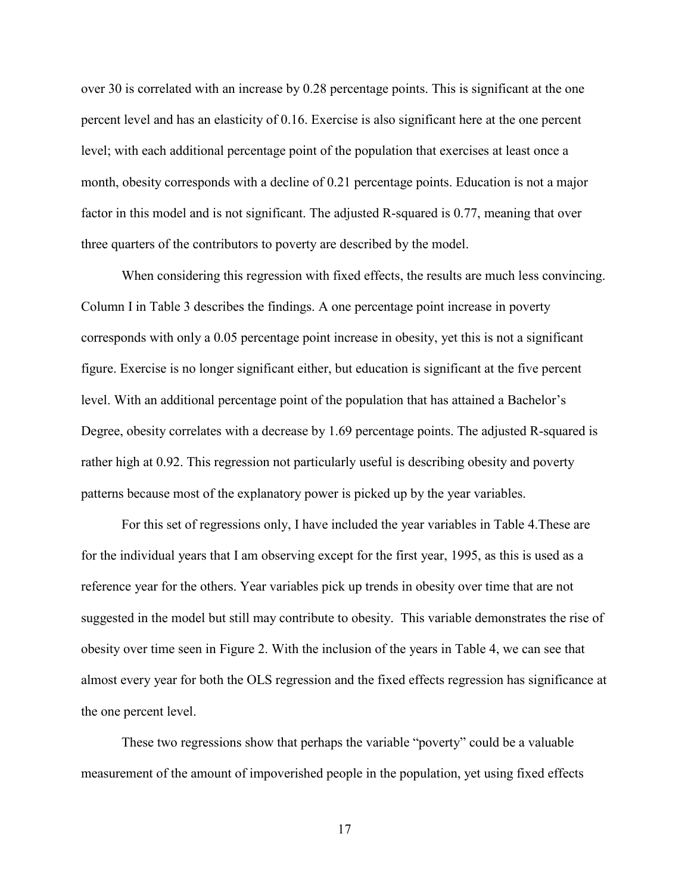over 30 is correlated with an increase by 0.28 percentage points. This is significant at the one percent level and has an elasticity of 0.16. Exercise is also significant here at the one percent level; with each additional percentage point of the population that exercises at least once a month, obesity corresponds with a decline of 0.21 percentage points. Education is not a major factor in this model and is not significant. The adjusted R-squared is 0.77, meaning that over three quarters of the contributors to poverty are described by the model.

When considering this regression with fixed effects, the results are much less convincing. Column I in Table 3 describes the findings. A one percentage point increase in poverty corresponds with only a 0.05 percentage point increase in obesity, yet this is not a significant figure. Exercise is no longer significant either, but education is significant at the five percent level. With an additional percentage point of the population that has attained a Bachelor's Degree, obesity correlates with a decrease by 1.69 percentage points. The adjusted R-squared is rather high at 0.92. This regression not particularly useful is describing obesity and poverty patterns because most of the explanatory power is picked up by the year variables.

For this set of regressions only, I have included the year variables in Table 4.These are for the individual years that I am observing except for the first year, 1995, as this is used as a reference year for the others. Year variables pick up trends in obesity over time that are not suggested in the model but still may contribute to obesity. This variable demonstrates the rise of obesity over time seen in Figure 2. With the inclusion of the years in Table 4, we can see that almost every year for both the OLS regression and the fixed effects regression has significance at the one percent level.

These two regressions show that perhaps the variable "poverty" could be a valuable measurement of the amount of impoverished people in the population, yet using fixed effects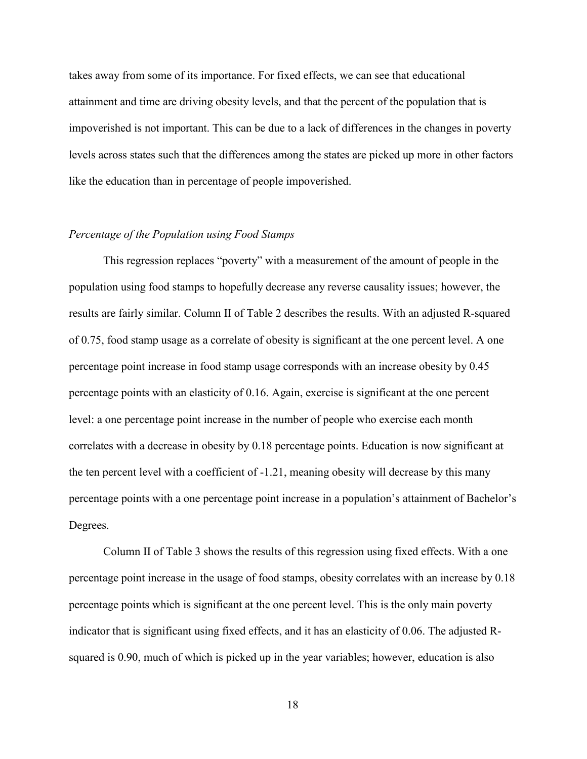takes away from some of its importance. For fixed effects, we can see that educational attainment and time are driving obesity levels, and that the percent of the population that is impoverished is not important. This can be due to a lack of differences in the changes in poverty levels across states such that the differences among the states are picked up more in other factors like the education than in percentage of people impoverished.

*Percentage of the Population using Food Stamps*

This regression replaces "poverty" with a measurement of the amount of people in the population using food stamps to hopefully decrease any reverse causality issues; however, the results are fairly similar. Column II of Table 2 describes the results. With an adjusted R-squared of 0.75, food stamp usage as a correlate of obesity is significant at the one percent level. A one percentage point increase in food stamp usage corresponds with an increase obesity by 0.45 percentage points with an elasticity of 0.16. Again, exercise is significant at the one percent level: a one percentage point increase in the number of people who exercise each month correlates with a decrease in obesity by 0.18 percentage points. Education is now significant at the ten percent level with a coefficient of -1.21, meaning obesity will decrease by this many percentage points with a one percentage point increase in a population's attainment of Bachelor's Degrees.

Column II of Table 3 shows the results of this regression using fixed effects. With a one percentage point increase in the usage of food stamps, obesity correlates with an increase by 0.18 percentage points which is significant at the one percent level. This is the only main poverty indicator that is significant using fixed effects, and it has an elasticity of 0.06. The adjusted R-squared is 0.90, much of which is picked up in the year variables; however, education is also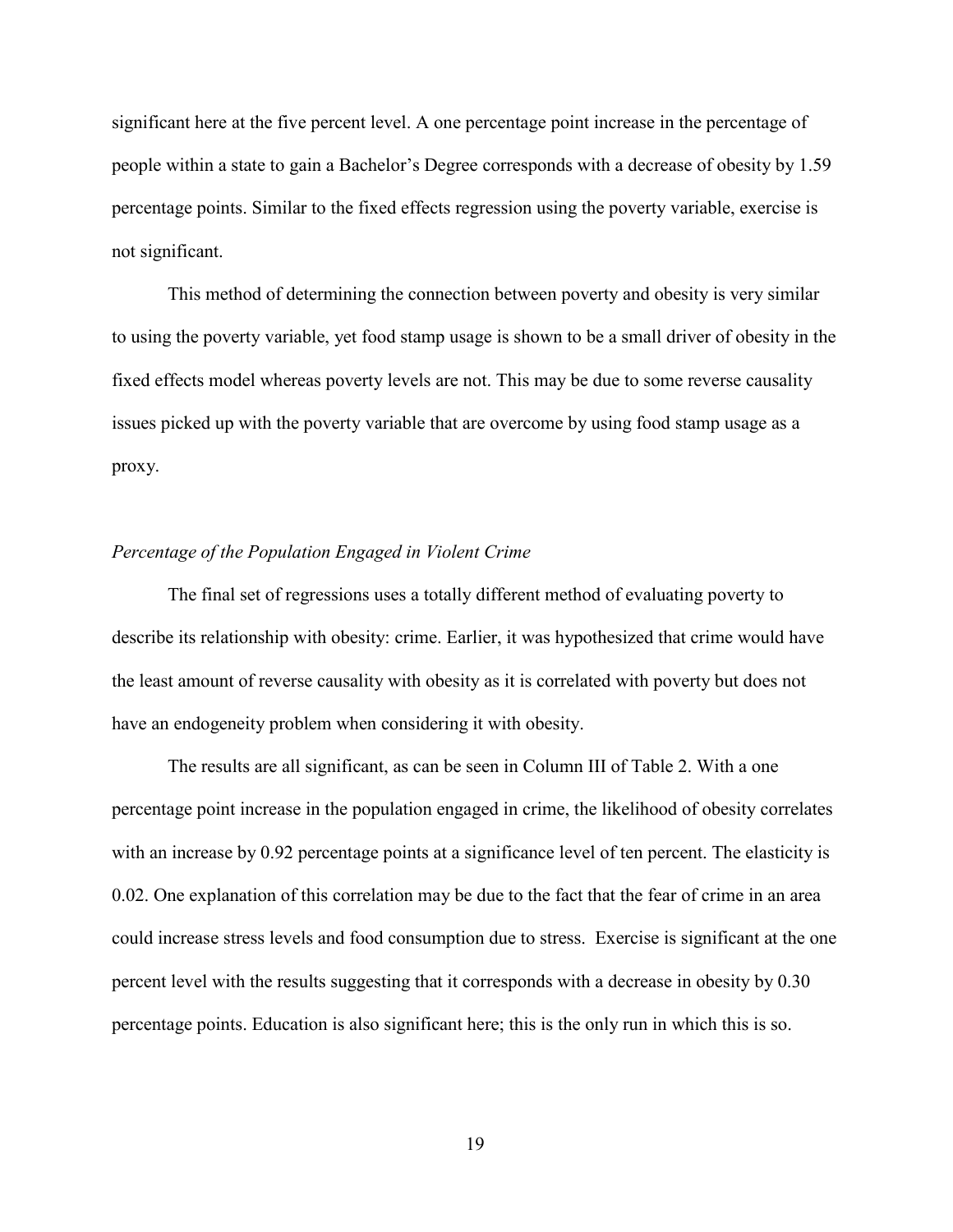significant here at the five percent level. A one percentage point increase in the percentage of people within a state to gain a Bachelor's Degree corresponds with a decrease of obesity by 1.59 percentage points. Similar to the fixed effects regression using the poverty variable, exercise is not significant.

This method of determining the connection between poverty and obesity is very similar to using the poverty variable, yet food stamp usage is shown to be a small driver of obesity in the fixed effects model whereas poverty levels are not. This may be due to some reverse causality issues picked up with the poverty variable that are overcome by using food stamp usage as a proxy.

### *Percentage of the Population Engaged in Violent Crime*

The final set of regressions uses a totally different method of evaluating poverty to describe its relationship with obesity: crime. Earlier, it was hypothesized that crime would have the least amount of reverse causality with obesity as it is correlated with poverty but does not have an endogeneity problem when considering it with obesity.

The results are all significant, as can be seen in Column III of Table 2. With a one percentage point increase in the population engaged in crime, the likelihood of obesity correlates with an increase by 0.92 percentage points at a significance level of ten percent. The elasticity is 0.02. One explanation of this correlation may be due to the fact that the fear of crime in an area could increase stress levels and food consumption due to stress. Exercise is significant at the one percent level with the results suggesting that it corresponds with a decrease in obesity by 0.30 percentage points. Education is also significant here; this is the only run in which this is so.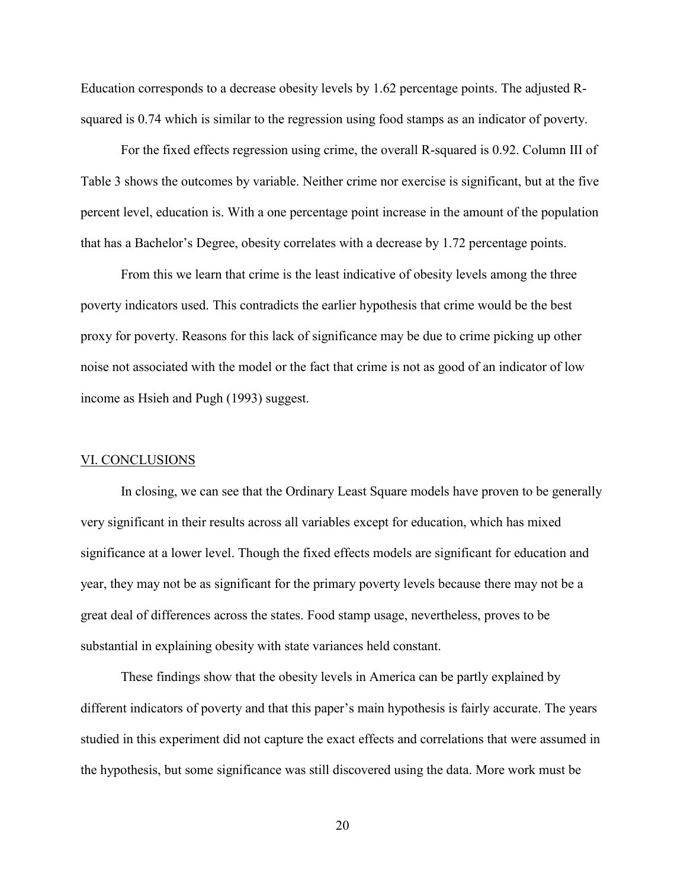Education corresponds to a decrease obesity levels by 1.62 percentage points. The adjusted R-squared is 0.74 which is similar to the regression using food stamps as an indicator of poverty.

For the fixed effects regression using crime, the overall R-squared is 0.92. Column III of Table 3 shows the outcomes by variable. Neither crime nor exercise is significant, but at the five percent level, education is. With a one percentage point increase in the amount of the population that has a Bachelor's Degree, obesity correlates with a decrease by 1.72 percentage points.

From this we learn that crime is the least indicative of obesity levels among the three poverty indicators used. This contradicts the earlier hypothesis that crime would be the best proxy for poverty. Reasons for this lack of significance may be due to crime picking up other noise not associated with the model or the fact that crime is not as good of an indicator of low income as Hsieh and Pugh (1993) suggest.

## VI. CONCLUSIONS

In closing, we can see that the Ordinary Least Square models have proven to be generally very significant in their results across all variables except for education, which has mixed significance at a lower level. Though the fixed effects models are significant for education and year, they may not be as significant for the primary poverty levels because there may not be a great deal of differences across the states. Food stamp usage, nevertheless, proves to be substantial in explaining obesity with state variances held constant.

These findings show that the obesity levels in America can be partly explained by different indicators of poverty and that this paper's main hypothesis is fairly accurate. The years studied in this experiment did not capture the exact effects and correlations that were assumed in the hypothesis, but some significance was still discovered using the data. More work must be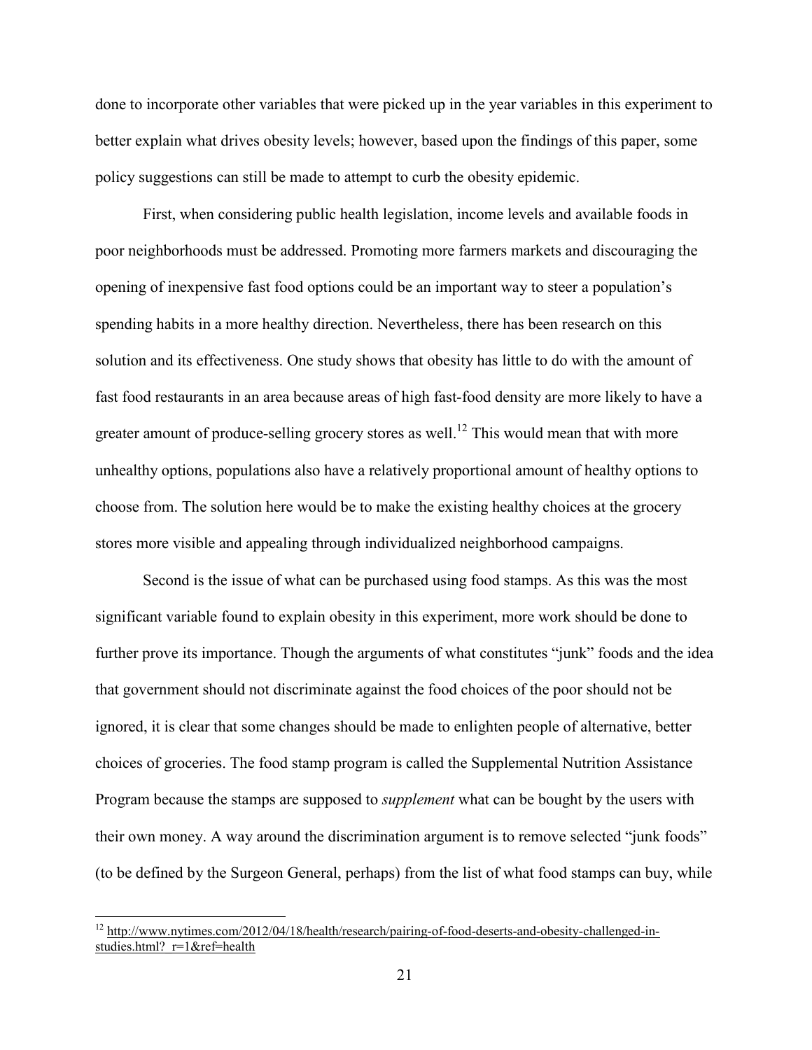done to incorporate other variables that were picked up in the year variables in this experiment to better explain what drives obesity levels; however, based upon the findings of this paper, some policy suggestions can still be made to attempt to curb the obesity epidemic.

First, when considering public health legislation, income levels and available foods in poor neighborhoods must be addressed. Promoting more farmers markets and discouraging the opening of inexpensive fast food options could be an important way to steer a population's spending habits in a more healthy direction. Nevertheless, there has been research on this solution and its effectiveness. One study shows that obesity has little to do with the amount of fast food restaurants in an area because areas of high fast-food density are more likely to have a greater amount of produce-selling grocery stores as well.[12] This would mean that with more unhealthy options, populations also have a relatively proportional amount of healthy options to choose from. The solution here would be to make the existing healthy choices at the grocery stores more visible and appealing through individualized neighborhood campaigns.

Second is the issue of what can be purchased using food stamps. As this was the most significant variable found to explain obesity in this experiment, more work should be done to further prove its importance. Though the arguments of what constitutes "junk" foods and the idea that government should not discriminate against the food choices of the poor should not be ignored, it is clear that some changes should be made to enlighten people of alternative, better choices of groceries. The food stamp program is called the Supplemental Nutrition Assistance Program because the stamps are supposed to *supplement* what can be bought by the users with their own money. A way around the discrimination argument is to remove selected "junk foods" (to be defined by the Surgeon General, perhaps) from the list of what food stamps can buy, while

---

[12] http://www.nytimes.com/2012/04/18/health/research/pairing-of-food-deserts-and-obesity-challenged-in-studies.html?_r=1&ref=health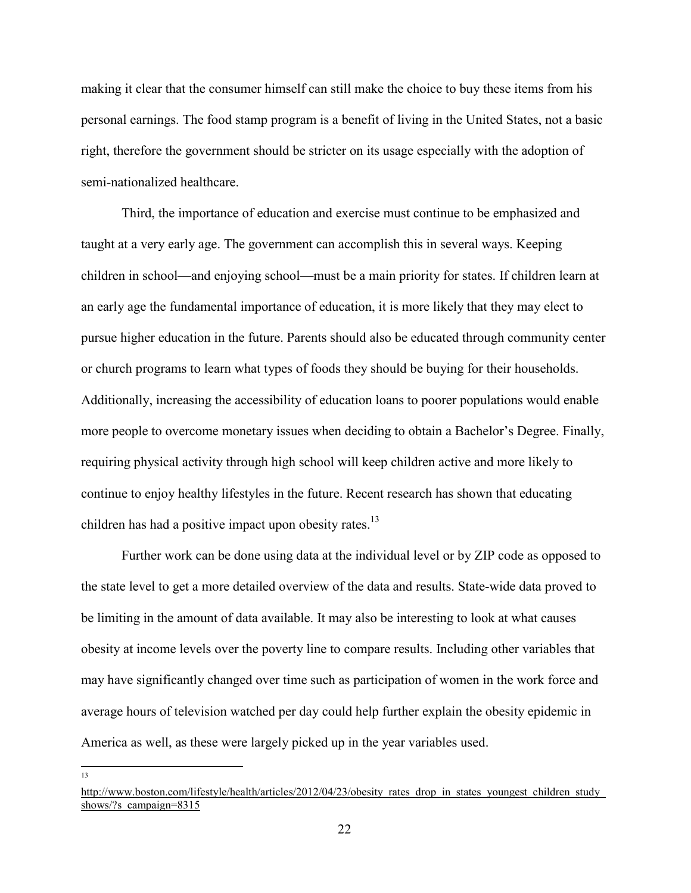making it clear that the consumer himself can still make the choice to buy these items from his personal earnings. The food stamp program is a benefit of living in the United States, not a basic right, therefore the government should be stricter on its usage especially with the adoption of semi-nationalized healthcare.

Third, the importance of education and exercise must continue to be emphasized and taught at a very early age. The government can accomplish this in several ways. Keeping children in school—and enjoying school—must be a main priority for states. If children learn at an early age the fundamental importance of education, it is more likely that they may elect to pursue higher education in the future. Parents should also be educated through community center or church programs to learn what types of foods they should be buying for their households. Additionally, increasing the accessibility of education loans to poorer populations would enable more people to overcome monetary issues when deciding to obtain a Bachelor's Degree. Finally, requiring physical activity through high school will keep children active and more likely to continue to enjoy healthy lifestyles in the future. Recent research has shown that educating children has had a positive impact upon obesity rates.[13]

Further work can be done using data at the individual level or by ZIP code as opposed to the state level to get a more detailed overview of the data and results. State-wide data proved to be limiting in the amount of data available. It may also be interesting to look at what causes obesity at income levels over the poverty line to compare results. Including other variables that may have significantly changed over time such as participation of women in the work force and average hours of television watched per day could help further explain the obesity epidemic in America as well, as these were largely picked up in the year variables used.

---

[13] http://www.boston.com/lifestyle/health/articles/2012/04/23/obesity_rates_drop_in_states_youngest_children_study_shows/?s_campaign=8315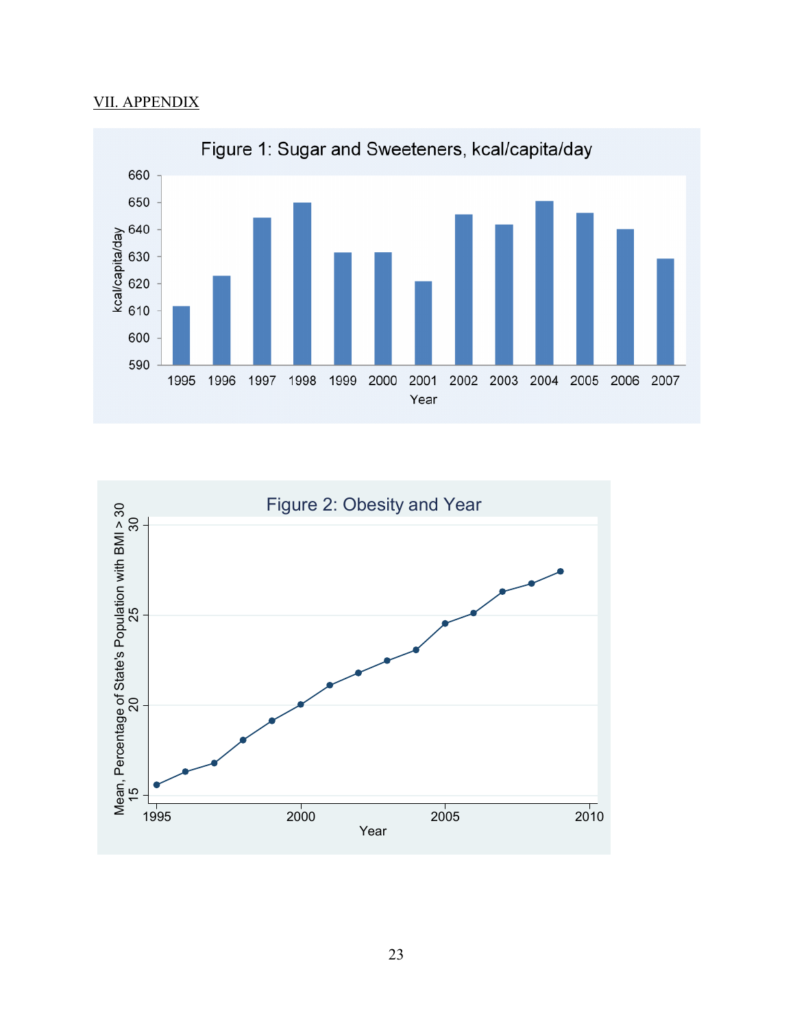## VII. APPENDIX

Figure 1: Sugar and Sweeteners, kcal/capita/day

Figure 2: Obesity and Year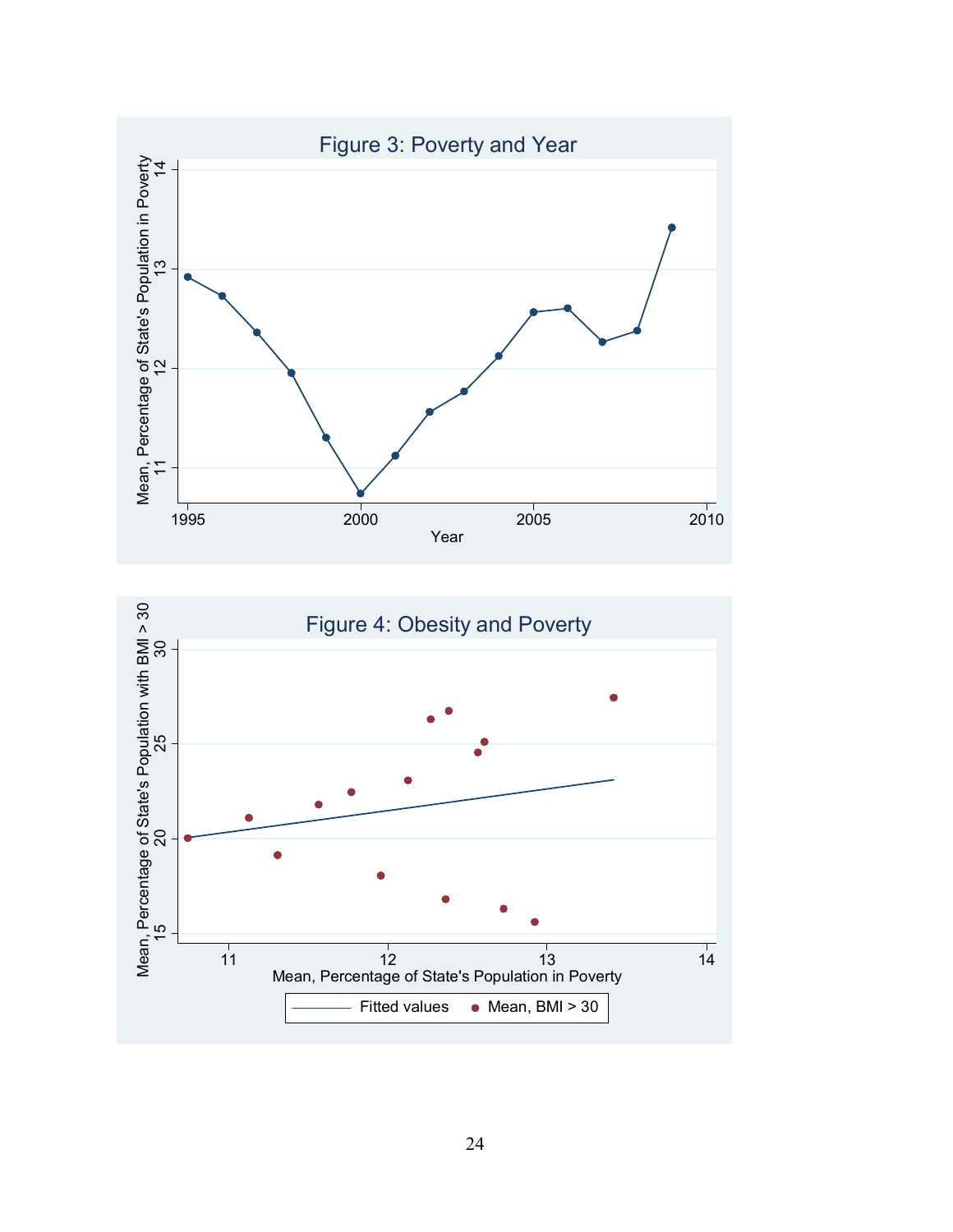Figure 3: Poverty and Year

Figure 4: Obesity and Poverty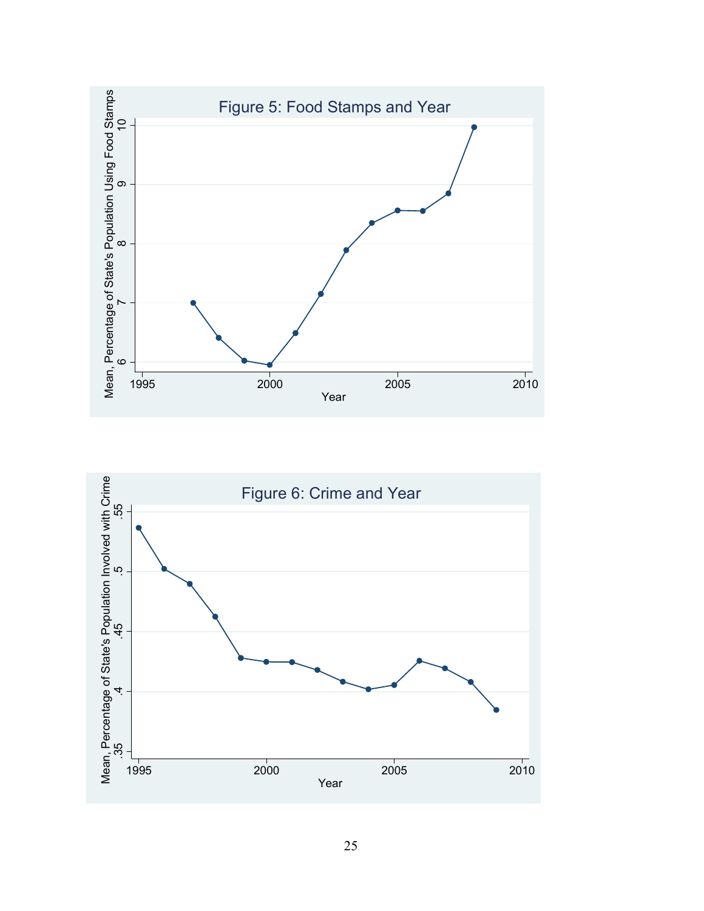Figure 5: Food Stamps and Year

Figure 6: Crime and Year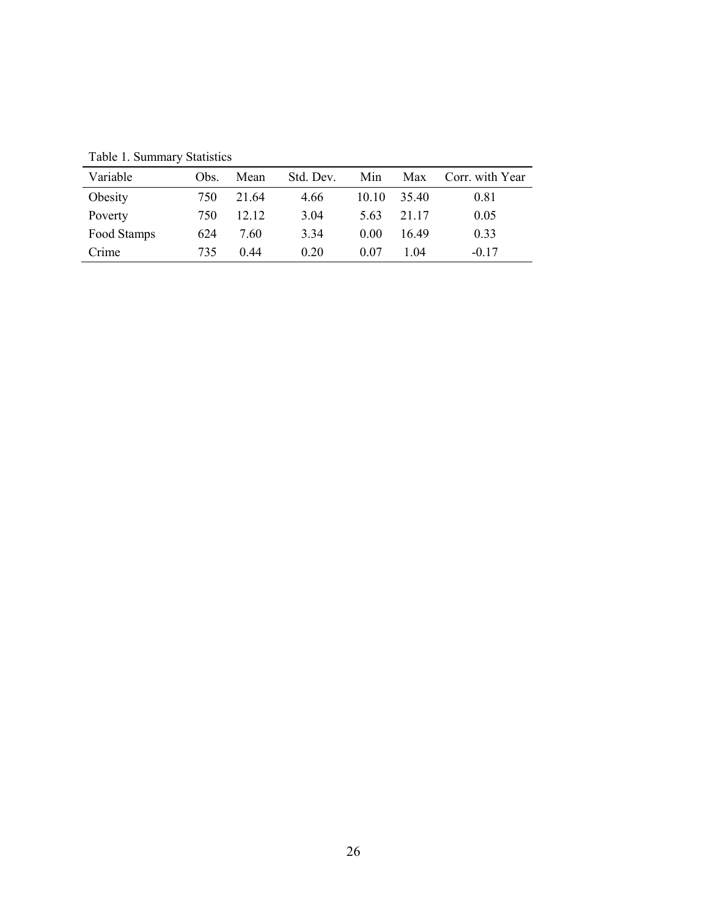Table 1. Summary Statistics

| Variable | Obs. | Mean | Std. Dev. | Min | Max | Corr. with Year |
|---|---|---|---|---|---|---|
| Obesity | 750 | 21.64 | 4.66 | 10.10 | 35.40 | 0.81 |
| Poverty | 750 | 12.12 | 3.04 | 5.63 | 21.17 | 0.05 |
| Food Stamps | 624 | 7.60 | 3.34 | 0.00 | 16.49 | 0.33 |
| Crime | 735 | 0.44 | 0.20 | 0.07 | 1.04 | -0.17 |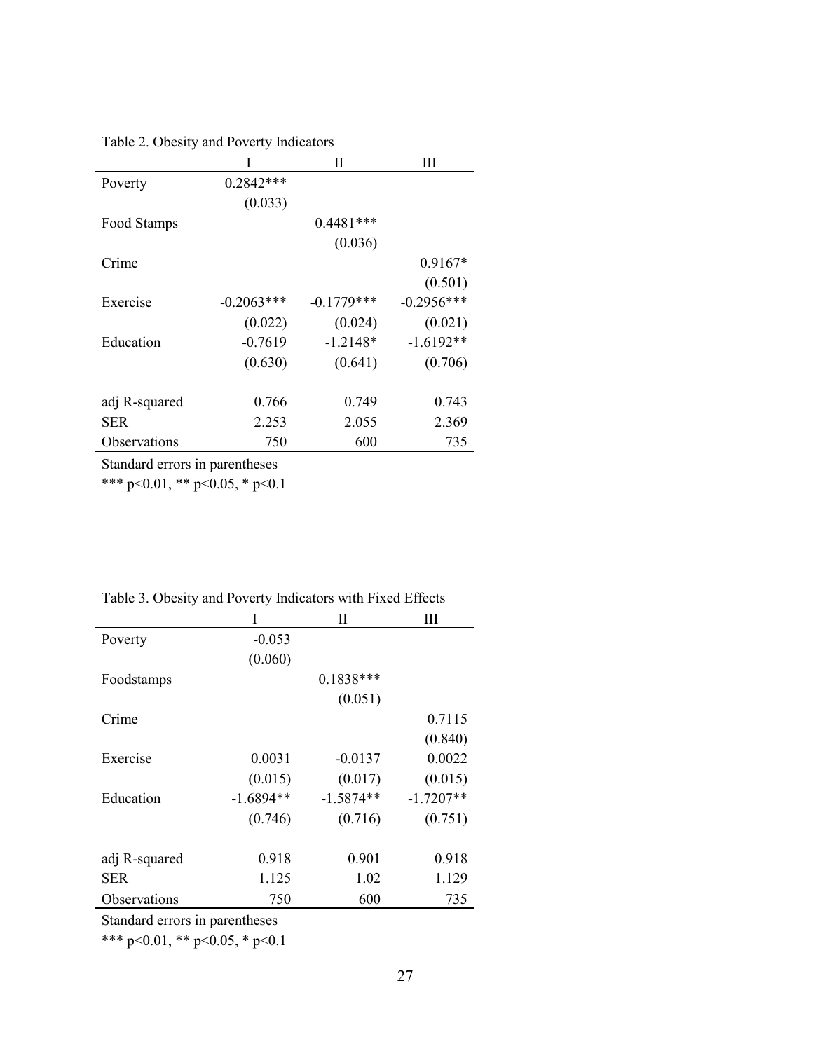Table 2. Obesity and Poverty Indicators

| | I | II | III |
|---|---|---|---|
| Poverty | 0.2842*** | | |
| | (0.033) | | |
| Food Stamps | | 0.4481*** | |
| | | (0.036) | |
| Crime | | | 0.9167* |
| | | | (0.501) |
| Exercise | -0.2063*** | -0.1779*** | -0.2956*** |
| | (0.022) | (0.024) | (0.021) |
| Education | -0.7619 | -1.2148* | -1.6192** |
| | (0.630) | (0.641) | (0.706) |
| | | | |
| adj R-squared | 0.766 | 0.749 | 0.743 |
| SER | 2.253 | 2.055 | 2.369 |
| Observations | 750 | 600 | 735 |

Standard errors in parentheses

*** p<0.01, ** p<0.05, * p<0.1

Table 3. Obesity and Poverty Indicators with Fixed Effects

| | I | II | III |
|---|---|---|---|
| Poverty | -0.053 | | |
| | (0.060) | | |
| Foodstamps | | 0.1838*** | |
| | | (0.051) | |
| Crime | | | 0.7115 |
| | | | (0.840) |
| Exercise | 0.0031 | -0.0137 | 0.0022 |
| | (0.015) | (0.017) | (0.015) |
| Education | -1.6894** | -1.5874** | -1.7207** |
| | (0.746) | (0.716) | (0.751) |
| | | | |
| adj R-squared | 0.918 | 0.901 | 0.918 |
| SER | 1.125 | 1.02 | 1.129 |
| Observations | 750 | 600 | 735 |

Standard errors in parentheses

*** p<0.01, ** p<0.05, * p<0.1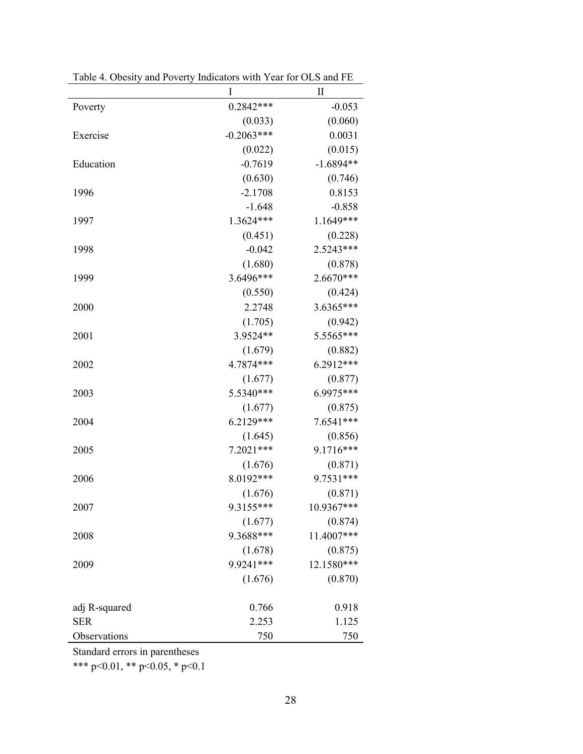Table 4. Obesity and Poverty Indicators with Year for OLS and FE

| | I | II |
|---|---|---|
| Poverty | 0.2842*** | -0.053 |
| | (0.033) | (0.060) |
| Exercise | -0.2063*** | 0.0031 |
| | (0.022) | (0.015) |
| Education | -0.7619 | -1.6894** |
| | (0.630) | (0.746) |
| 1996 | -2.1708 | 0.8153 |
| | -1.648 | -0.858 |
| 1997 | 1.3624*** | 1.1649*** |
| | (0.451) | (0.228) |
| 1998 | -0.042 | 2.5243*** |
| | (1.680) | (0.878) |
| 1999 | 3.6496*** | 2.6670*** |
| | (0.550) | (0.424) |
| 2000 | 2.2748 | 3.6365*** |
| | (1.705) | (0.942) |
| 2001 | 3.9524** | 5.5565*** |
| | (1.679) | (0.882) |
| 2002 | 4.7874*** | 6.2912*** |
| | (1.677) | (0.877) |
| 2003 | 5.5340*** | 6.9975*** |
| | (1.677) | (0.875) |
| 2004 | 6.2129*** | 7.6541*** |
| | (1.645) | (0.856) |
| 2005 | 7.2021*** | 9.1716*** |
| | (1.676) | (0.871) |
| 2006 | 8.0192*** | 9.7531*** |
| | (1.676) | (0.871) |
| 2007 | 9.3155*** | 10.9367*** |
| | (1.677) | (0.874) |
| 2008 | 9.3688*** | 11.4007*** |
| | (1.678) | (0.875) |
| 2009 | 9.9241*** | 12.1580*** |
| | (1.676) | (0.870) |
| | | |
| adj R-squared | 0.766 | 0.918 |
| SER | 2.253 | 1.125 |
| Observations | 750 | 750 |

Standard errors in parentheses

*** p<0.01, ** p<0.05, * p<0.1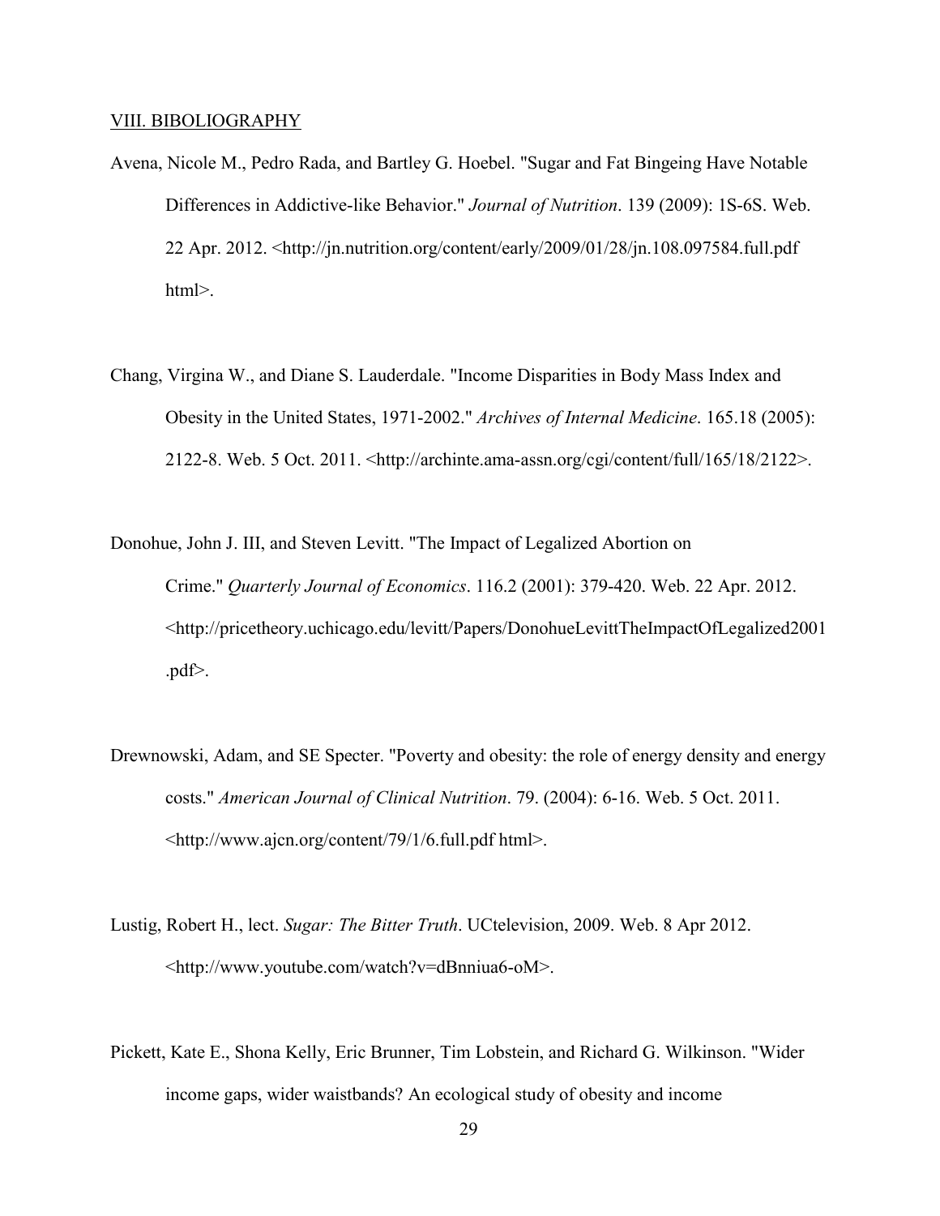## VIII. BIBOLIOGRAPHY

Avena, Nicole M., Pedro Rada, and Bartley G. Hoebel. "Sugar and Fat Bingeing Have Notable Differences in Addictive-like Behavior." *Journal of Nutrition*. 139 (2009): 1S-6S. Web. 22 Apr. 2012. <http://jn.nutrition.org/content/early/2009/01/28/jn.108.097584.full.pdf html>.

Chang, Virgina W., and Diane S. Lauderdale. "Income Disparities in Body Mass Index and Obesity in the United States, 1971-2002." *Archives of Internal Medicine*. 165.18 (2005): 2122-8. Web. 5 Oct. 2011. <http://archinte.ama-assn.org/cgi/content/full/165/18/2122>.

Donohue, John J. III, and Steven Levitt. "The Impact of Legalized Abortion on Crime." *Quarterly Journal of Economics*. 116.2 (2001): 379-420. Web. 22 Apr. 2012. <http://pricetheory.uchicago.edu/levitt/Papers/DonohueLevittTheImpactOfLegalized2001.pdf>.

Drewnowski, Adam, and SE Specter. "Poverty and obesity: the role of energy density and energy costs." *American Journal of Clinical Nutrition*. 79. (2004): 6-16. Web. 5 Oct. 2011. <http://www.ajcn.org/content/79/1/6.full.pdf html>.

Lustig, Robert H., lect. *Sugar: The Bitter Truth*. UCtelevision, 2009. Web. 8 Apr 2012. <http://www.youtube.com/watch?v=dBnniua6-oM>.

Pickett, Kate E., Shona Kelly, Eric Brunner, Tim Lobstein, and Richard G. Wilkinson. "Wider income gaps, wider waistbands? An ecological study of obesity and income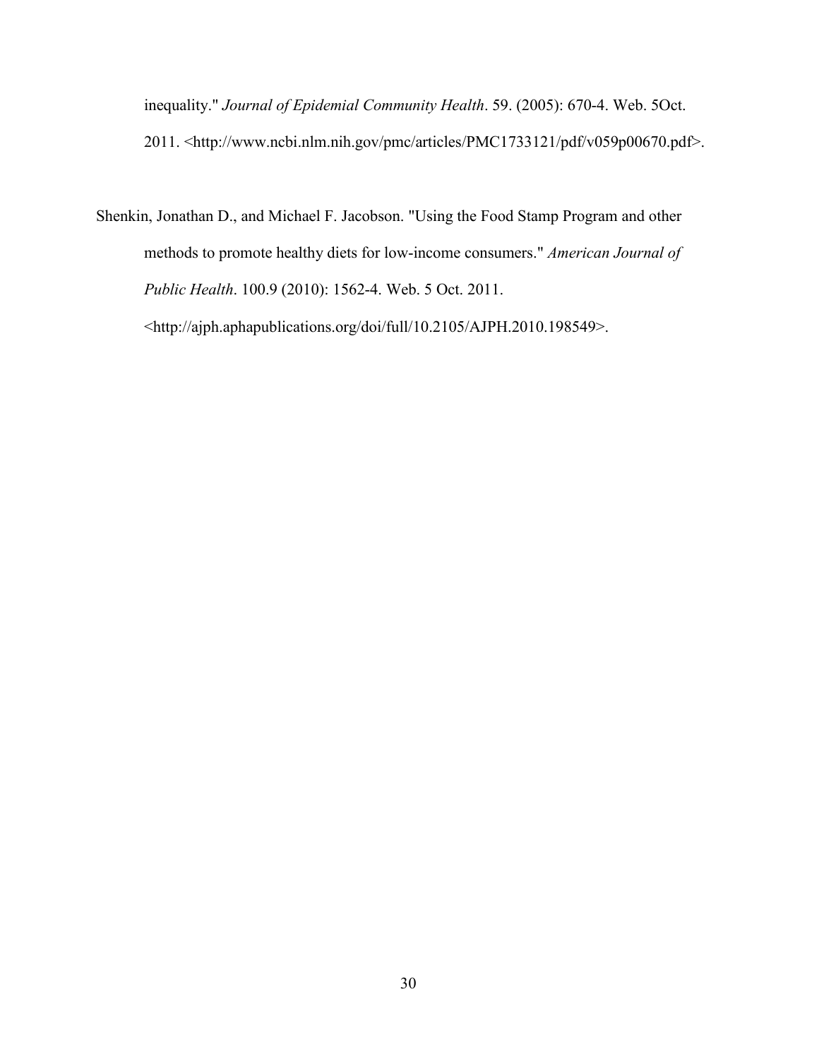inequality." *Journal of Epidemial Community Health*. 59. (2005): 670-4. Web. 5Oct. 2011. <http://www.ncbi.nlm.nih.gov/pmc/articles/PMC1733121/pdf/v059p00670.pdf>.

Shenkin, Jonathan D., and Michael F. Jacobson. "Using the Food Stamp Program and other methods to promote healthy diets for low-income consumers." *American Journal of Public Health*. 100.9 (2010): 1562-4. Web. 5 Oct. 2011. <http://ajph.aphapublications.org/doi/full/10.2105/AJPH.2010.198549>.